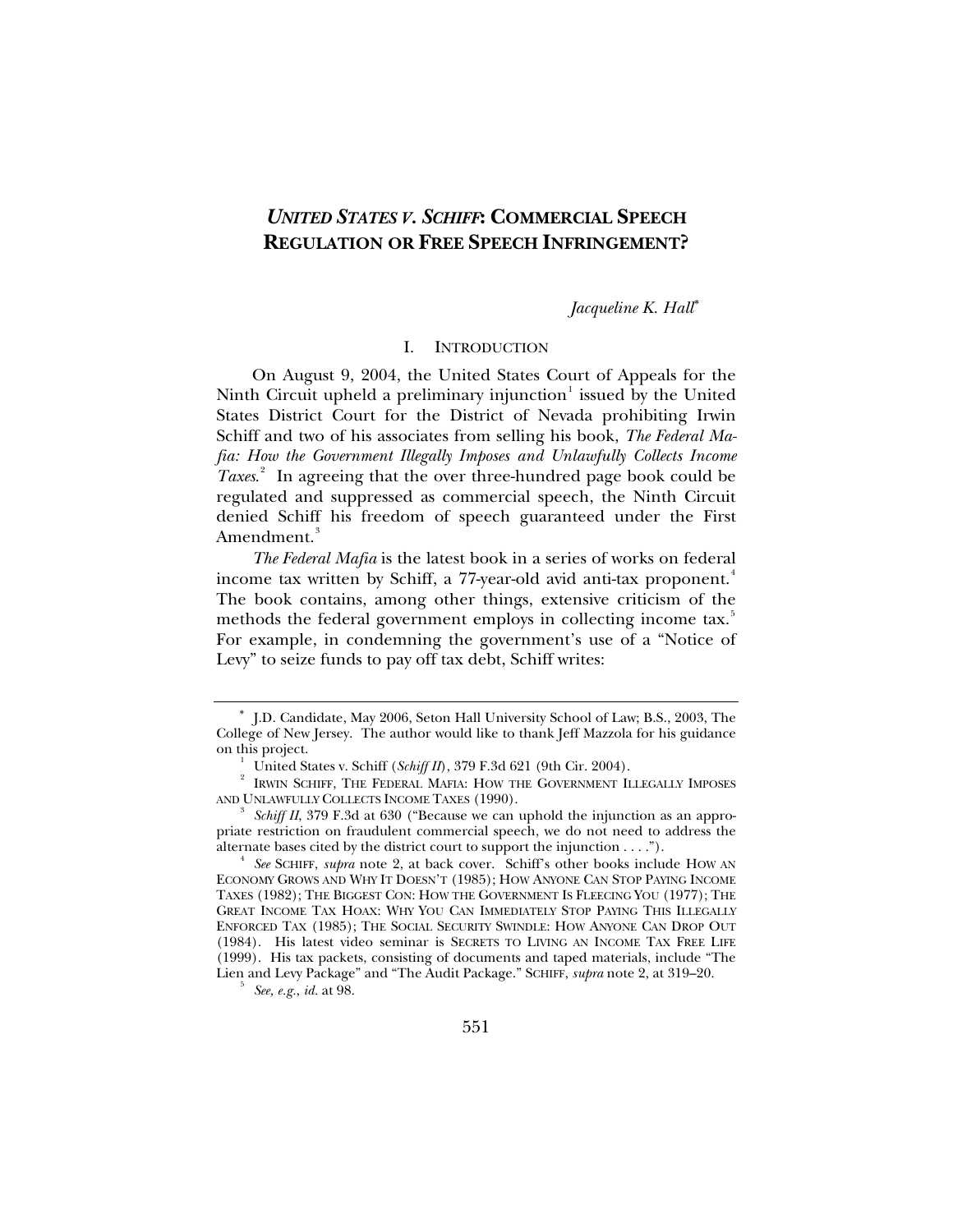# *UNITED STATES V. SCHIFF*: COMMERCIAL SPEECH REGULATION OR FREE SPEECH INFRINGEMENT?

*Jacqueline K. Hall*[*]

## I. INTRODUCTION

On August 9, 2004, the United States Court of Appeals for the Ninth Circuit upheld a preliminary injunction[1] issued by the United States District Court for the District of Nevada prohibiting Irwin Schiff and two of his associates from selling his book, *The Federal Mafia: How the Government Illegally Imposes and Unlawfully Collects Income Taxes*.[2] In agreeing that the over three-hundred page book could be regulated and suppressed as commercial speech, the Ninth Circuit denied Schiff his freedom of speech guaranteed under the First Amendment.[3]

*The Federal Mafia* is the latest book in a series of works on federal income tax written by Schiff, a 77-year-old avid anti-tax proponent.[4] The book contains, among other things, extensive criticism of the methods the federal government employs in collecting income tax.[5] For example, in condemning the government's use of a "Notice of Levy" to seize funds to pay off tax debt, Schiff writes:

---

[*] J.D. Candidate, May 2006, Seton Hall University School of Law; B.S., 2003, The College of New Jersey. The author would like to thank Jeff Mazzola for his guidance on this project.

[1] United States v. Schiff (*Schiff II*), 379 F.3d 621 (9th Cir. 2004).

[2] IRWIN SCHIFF, THE FEDERAL MAFIA: HOW THE GOVERNMENT ILLEGALLY IMPOSES AND UNLAWFULLY COLLECTS INCOME TAXES (1990).

[3] *Schiff II*, 379 F.3d at 630 ("Because we can uphold the injunction as an appropriate restriction on fraudulent commercial speech, we do not need to address the alternate bases cited by the district court to support the injunction . . . .").

[4] *See* SCHIFF, *supra* note 2, at back cover. Schiff's other books include HOW AN ECONOMY GROWS AND WHY IT DOESN'T (1985); HOW ANYONE CAN STOP PAYING INCOME TAXES (1982); THE BIGGEST CON: HOW THE GOVERNMENT IS FLEECING YOU (1977); THE GREAT INCOME TAX HOAX: WHY YOU CAN IMMEDIATELY STOP PAYING THIS ILLEGALLY ENFORCED TAX (1985); THE SOCIAL SECURITY SWINDLE: HOW ANYONE CAN DROP OUT (1984). His latest video seminar is SECRETS TO LIVING AN INCOME TAX FREE LIFE (1999). His tax packets, consisting of documents and taped materials, include "The Lien and Levy Package" and "The Audit Package." SCHIFF, *supra* note 2, at 319–20.

[5] *See, e.g.*, *id.* at 98.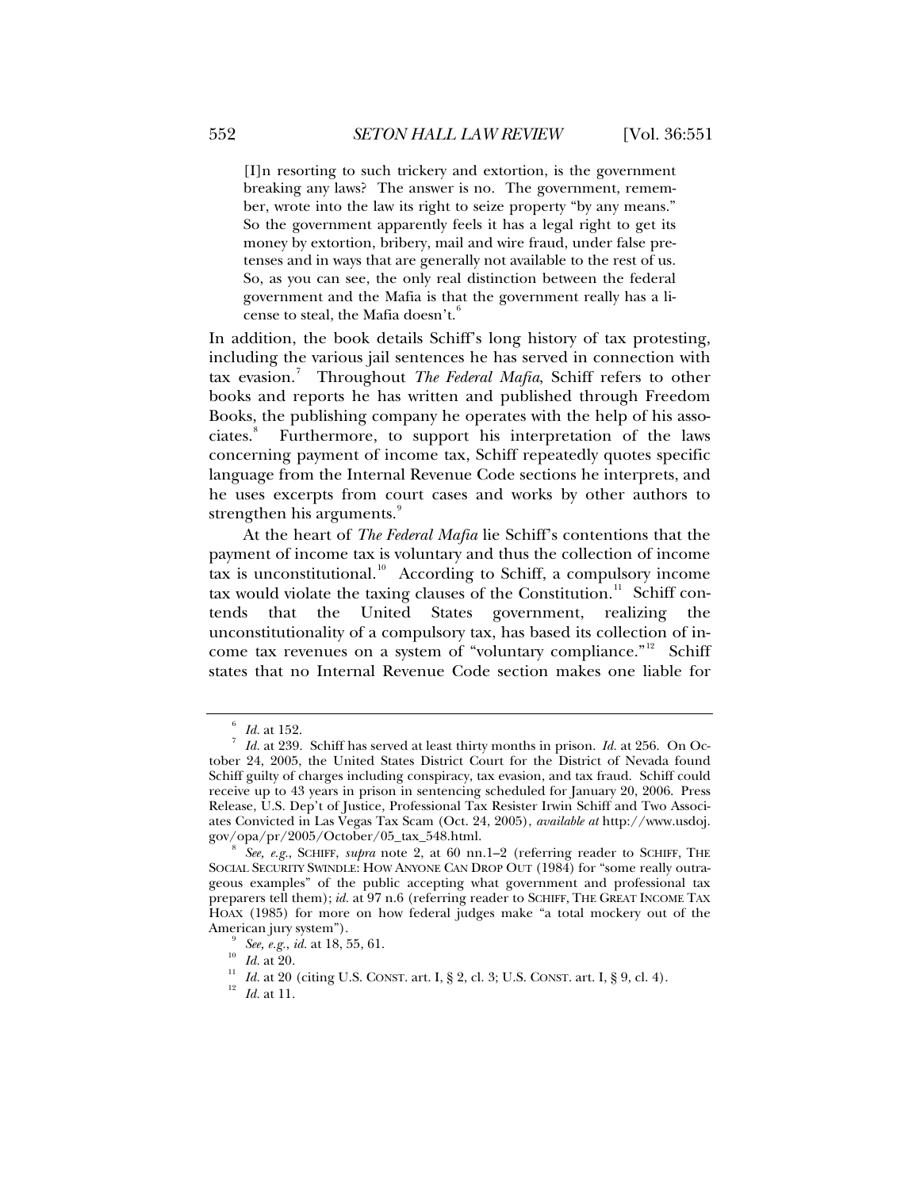> [I]n resorting to such trickery and extortion, is the government breaking any laws? The answer is no. The government, remember, wrote into the law its right to seize property "by any means." So the government apparently feels it has a legal right to get its money by extortion, bribery, mail and wire fraud, under false pretenses and in ways that are generally not available to the rest of us. So, as you can see, the only real distinction between the federal government and the Mafia is that the government really has a license to steal, the Mafia doesn't.[6]

In addition, the book details Schiff's long history of tax protesting, including the various jail sentences he has served in connection with tax evasion.[7] Throughout *The Federal Mafia*, Schiff refers to other books and reports he has written and published through Freedom Books, the publishing company he operates with the help of his associates.[8] Furthermore, to support his interpretation of the laws concerning payment of income tax, Schiff repeatedly quotes specific language from the Internal Revenue Code sections he interprets, and he uses excerpts from court cases and works by other authors to strengthen his arguments.[9]

At the heart of *The Federal Mafia* lie Schiff's contentions that the payment of income tax is voluntary and thus the collection of income tax is unconstitutional.[10] According to Schiff, a compulsory income tax would violate the taxing clauses of the Constitution.[11] Schiff contends that the United States government, realizing the unconstitutionality of a compulsory tax, has based its collection of income tax revenues on a system of "voluntary compliance."[12] Schiff states that no Internal Revenue Code section makes one liable for

---

[6] *Id.* at 152.

[7] *Id.* at 239. Schiff has served at least thirty months in prison. *Id.* at 256. On October 24, 2005, the United States District Court for the District of Nevada found Schiff guilty of charges including conspiracy, tax evasion, and tax fraud. Schiff could receive up to 43 years in prison in sentencing scheduled for January 20, 2006. Press Release, U.S. Dep't of Justice, Professional Tax Resister Irwin Schiff and Two Associates Convicted in Las Vegas Tax Scam (Oct. 24, 2005), *available at* http://www.usdoj.gov/opa/pr/2005/October/05_tax_548.html.

[8] *See, e.g.*, SCHIFF, *supra* note 2, at 60 nn.1–2 (referring reader to SCHIFF, THE SOCIAL SECURITY SWINDLE: HOW ANYONE CAN DROP OUT (1984) for "some really outrageous examples" of the public accepting what government and professional tax preparers tell them); *id.* at 97 n.6 (referring reader to SCHIFF, THE GREAT INCOME TAX HOAX (1985) for more on how federal judges make "a total mockery out of the American jury system").

[9] *See, e.g.*, *id.* at 18, 55, 61.

[10] *Id.* at 20.

[11] *Id.* at 20 (citing U.S. CONST. art. I, § 2, cl. 3; U.S. CONST. art. I, § 9, cl. 4).

[12] *Id.* at 11.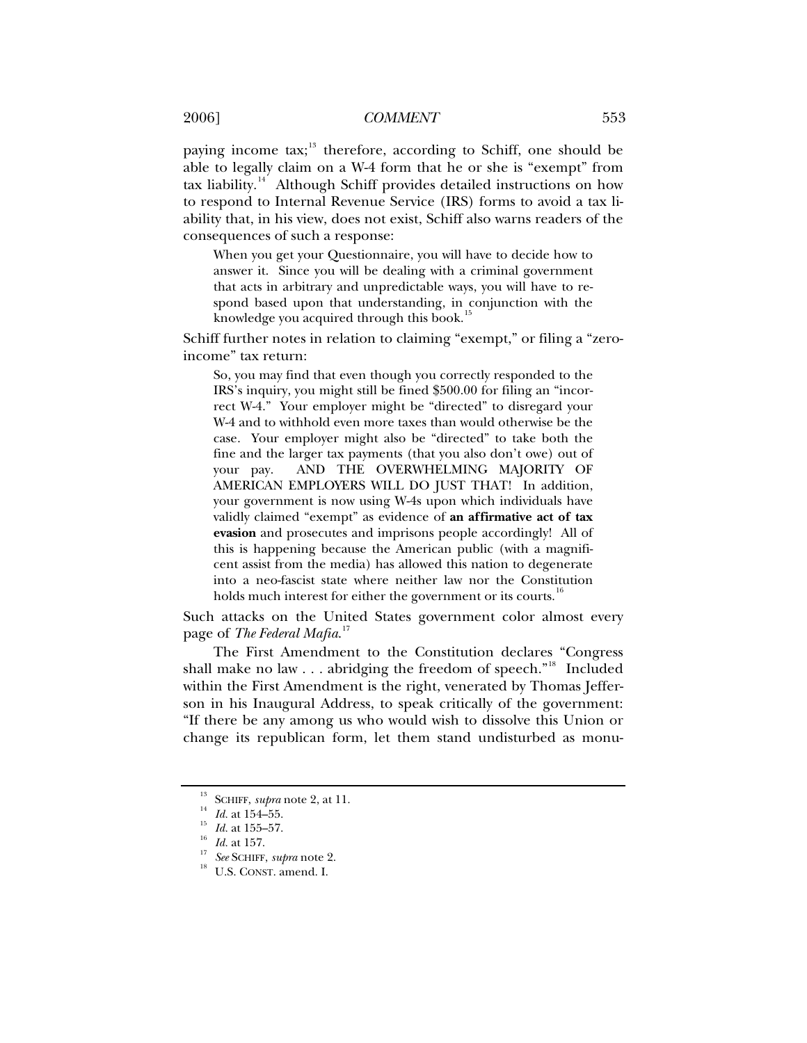paying income tax;[13] therefore, according to Schiff, one should be able to legally claim on a W-4 form that he or she is "exempt" from tax liability.[14] Although Schiff provides detailed instructions on how to respond to Internal Revenue Service (IRS) forms to avoid a tax liability that, in his view, does not exist, Schiff also warns readers of the consequences of such a response:

> When you get your Questionnaire, you will have to decide how to answer it. Since you will be dealing with a criminal government that acts in arbitrary and unpredictable ways, you will have to respond based upon that understanding, in conjunction with the knowledge you acquired through this book.[15]

Schiff further notes in relation to claiming "exempt," or filing a "zero-income" tax return:

> So, you may find that even though you correctly responded to the IRS's inquiry, you might still be fined $500.00 for filing an "incorrect W-4." Your employer might be "directed" to disregard your W-4 and to withhold even more taxes than would otherwise be the case. Your employer might also be "directed" to take both the fine and the larger tax payments (that you also don't owe) out of your pay. AND THE OVERWHELMING MAJORITY OF AMERICAN EMPLOYERS WILL DO JUST THAT! In addition, your government is now using W-4s upon which individuals have validly claimed "exempt" as evidence of **an affirmative act of tax evasion** and prosecutes and imprisons people accordingly! All of this is happening because the American public (with a magnificent assist from the media) has allowed this nation to degenerate into a neo-fascist state where neither law nor the Constitution holds much interest for either the government or its courts.[16]

Such attacks on the United States government color almost every page of *The Federal Mafia*.[17]

The First Amendment to the Constitution declares "Congress shall make no law . . . abridging the freedom of speech."[18] Included within the First Amendment is the right, venerated by Thomas Jefferson in his Inaugural Address, to speak critically of the government: "If there be any among us who would wish to dissolve this Union or change its republican form, let them stand undisturbed as monu-

---

[13] SCHIFF, *supra* note 2, at 11.

[14] *Id.* at 154–55.

[15] *Id.* at 155–57.

[16] *Id.* at 157.

[17] *See* SCHIFF, *supra* note 2.

[18] U.S. CONST. amend. I.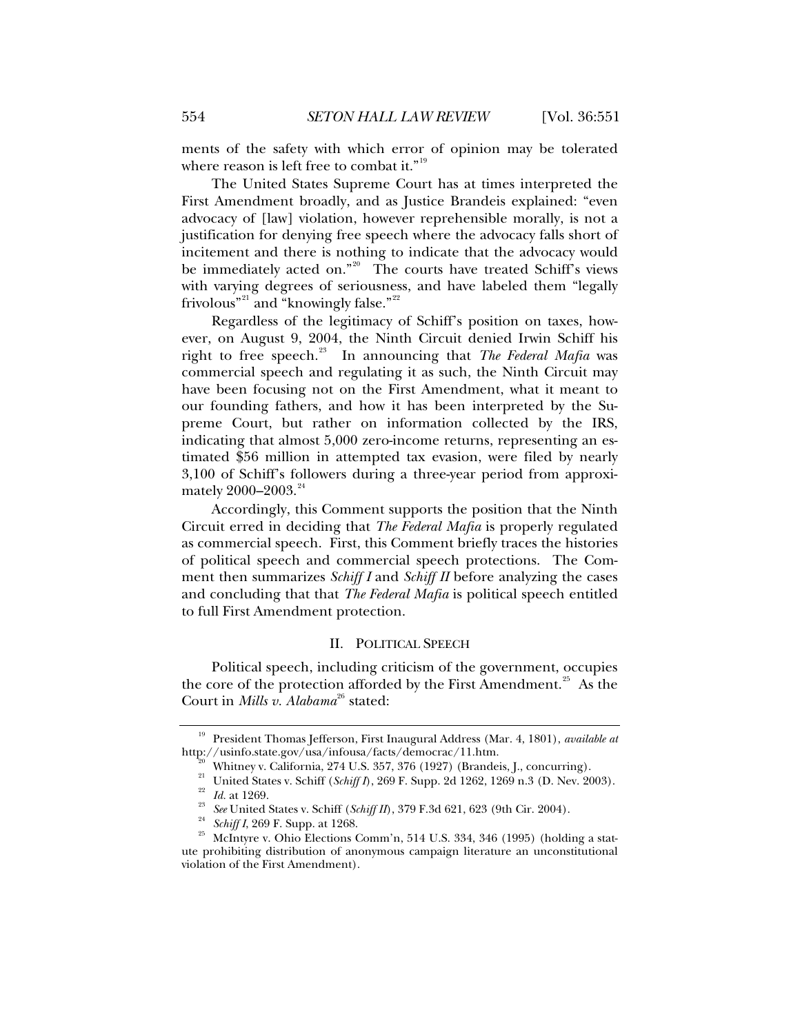ments of the safety with which error of opinion may be tolerated where reason is left free to combat it."[19]

The United States Supreme Court has at times interpreted the First Amendment broadly, and as Justice Brandeis explained: "even advocacy of [law] violation, however reprehensible morally, is not a justification for denying free speech where the advocacy falls short of incitement and there is nothing to indicate that the advocacy would be immediately acted on."[20] The courts have treated Schiff's views with varying degrees of seriousness, and have labeled them "legally frivolous"[21] and "knowingly false."[22]

Regardless of the legitimacy of Schiff's position on taxes, however, on August 9, 2004, the Ninth Circuit denied Irwin Schiff his right to free speech.[23] In announcing that *The Federal Mafia* was commercial speech and regulating it as such, the Ninth Circuit may have been focusing not on the First Amendment, what it meant to our founding fathers, and how it has been interpreted by the Supreme Court, but rather on information collected by the IRS, indicating that almost 5,000 zero-income returns, representing an estimated $56 million in attempted tax evasion, were filed by nearly 3,100 of Schiff's followers during a three-year period from approximately 2000–2003.[24]

Accordingly, this Comment supports the position that the Ninth Circuit erred in deciding that *The Federal Mafia* is properly regulated as commercial speech. First, this Comment briefly traces the histories of political speech and commercial speech protections. The Comment then summarizes *Schiff I* and *Schiff II* before analyzing the cases and concluding that that *The Federal Mafia* is political speech entitled to full First Amendment protection.

## II. POLITICAL SPEECH

Political speech, including criticism of the government, occupies the core of the protection afforded by the First Amendment.[25] As the Court in *Mills v. Alabama*[26] stated:

---

[19] President Thomas Jefferson, First Inaugural Address (Mar. 4, 1801), *available at* http://usinfo.state.gov/usa/infousa/facts/democrac/11.htm.

[20] Whitney v. California, 274 U.S. 357, 376 (1927) (Brandeis, J., concurring).

[21] United States v. Schiff (*Schiff I*), 269 F. Supp. 2d 1262, 1269 n.3 (D. Nev. 2003).

[22] *Id.* at 1269.

[23] *See* United States v. Schiff (*Schiff II*), 379 F.3d 621, 623 (9th Cir. 2004).

[24] *Schiff I*, 269 F. Supp. at 1268.

[25] McIntyre v. Ohio Elections Comm'n, 514 U.S. 334, 346 (1995) (holding a statute prohibiting distribution of anonymous campaign literature an unconstitutional violation of the First Amendment).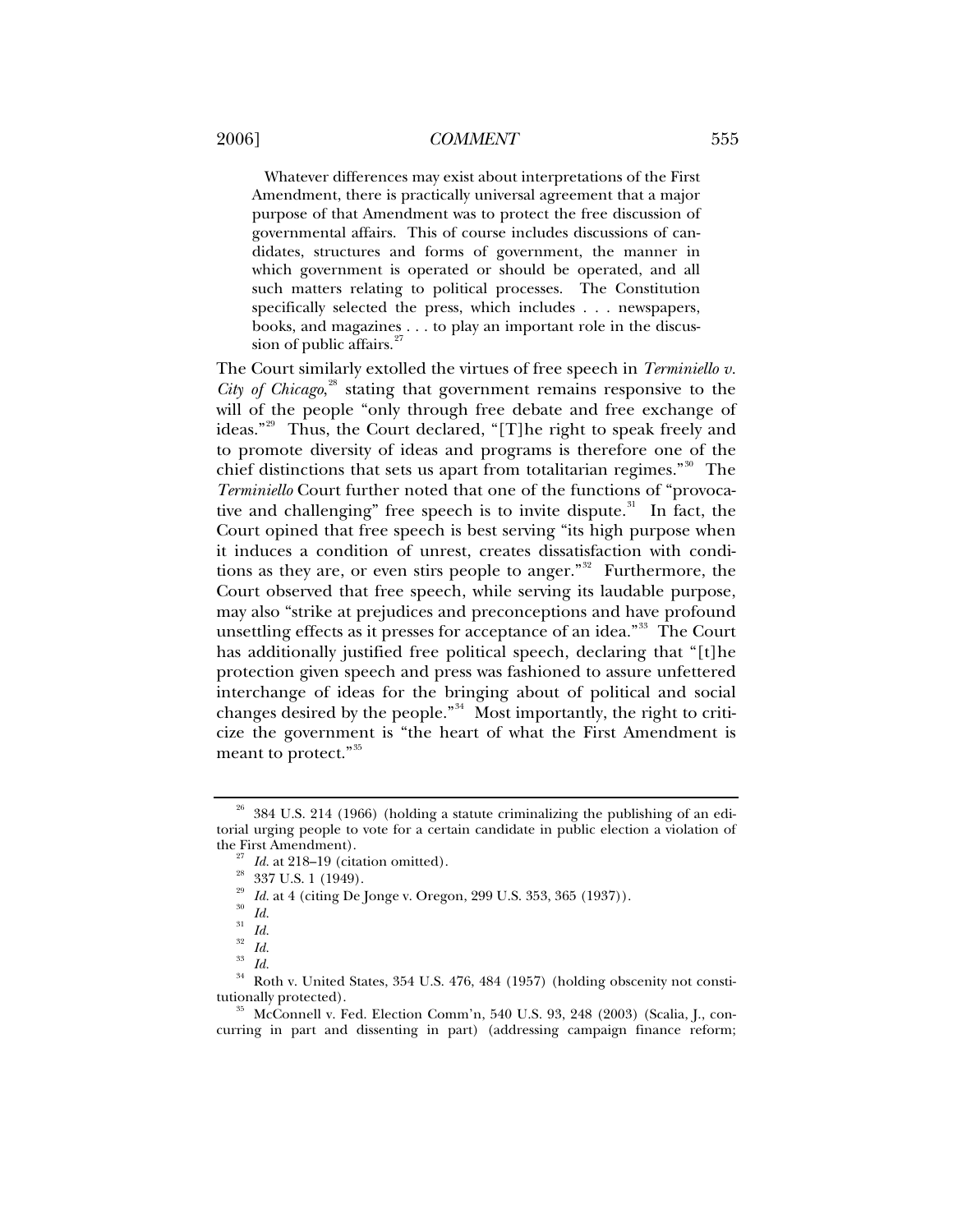> Whatever differences may exist about interpretations of the First Amendment, there is practically universal agreement that a major purpose of that Amendment was to protect the free discussion of governmental affairs. This of course includes discussions of candidates, structures and forms of government, the manner in which government is operated or should be operated, and all such matters relating to political processes. The Constitution specifically selected the press, which includes . . . newspapers, books, and magazines . . . to play an important role in the discussion of public affairs.[27]

The Court similarly extolled the virtues of free speech in *Terminiello v. City of Chicago*,[28] stating that government remains responsive to the will of the people "only through free debate and free exchange of ideas."[29] Thus, the Court declared, "[T]he right to speak freely and to promote diversity of ideas and programs is therefore one of the chief distinctions that sets us apart from totalitarian regimes."[30] The *Terminiello* Court further noted that one of the functions of "provocative and challenging" free speech is to invite dispute.[31] In fact, the Court opined that free speech is best serving "its high purpose when it induces a condition of unrest, creates dissatisfaction with conditions as they are, or even stirs people to anger."[32] Furthermore, the Court observed that free speech, while serving its laudable purpose, may also "strike at prejudices and preconceptions and have profound unsettling effects as it presses for acceptance of an idea."[33] The Court has additionally justified free political speech, declaring that "[t]he protection given speech and press was fashioned to assure unfettered interchange of ideas for the bringing about of political and social changes desired by the people."[34] Most importantly, the right to criticize the government is "the heart of what the First Amendment is meant to protect."[35]

---

[26] 384 U.S. 214 (1966) (holding a statute criminalizing the publishing of an editorial urging people to vote for a certain candidate in public election a violation of the First Amendment).

[27] *Id.* at 218–19 (citation omitted).

[28] 337 U.S. 1 (1949).

[29] *Id.* at 4 (citing De Jonge v. Oregon, 299 U.S. 353, 365 (1937)).

[30] *Id.*

[31] *Id.*

[32] *Id.*

[33] *Id.*

[34] Roth v. United States, 354 U.S. 476, 484 (1957) (holding obscenity not constitutionally protected).

[35] McConnell v. Fed. Election Comm'n, 540 U.S. 93, 248 (2003) (Scalia, J., concurring in part and dissenting in part) (addressing campaign finance reform;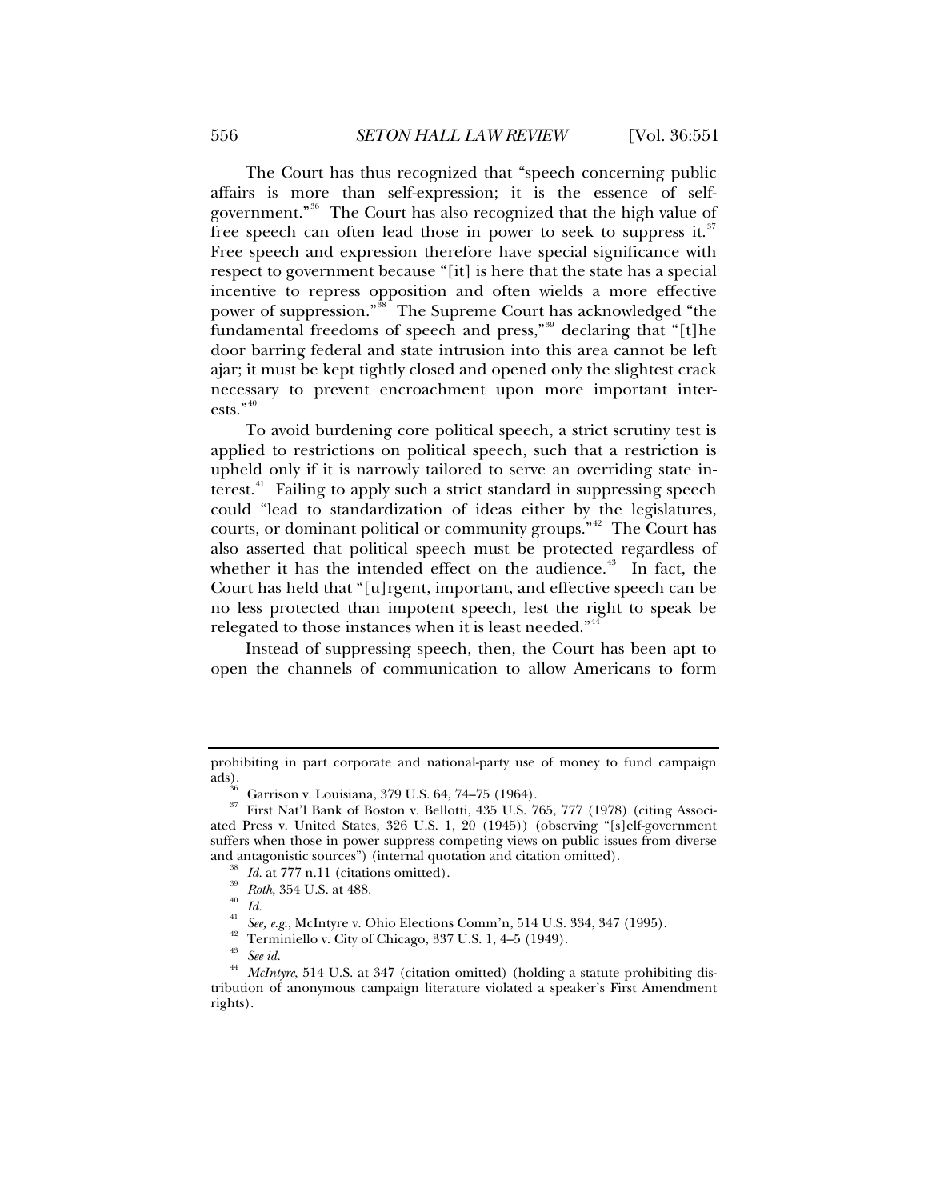The Court has thus recognized that "speech concerning public affairs is more than self-expression; it is the essence of self-government."[36] The Court has also recognized that the high value of free speech can often lead those in power to seek to suppress it.[37] Free speech and expression therefore have special significance with respect to government because "[it] is here that the state has a special incentive to repress opposition and often wields a more effective power of suppression."[38] The Supreme Court has acknowledged "the fundamental freedoms of speech and press,"[39] declaring that "[t]he door barring federal and state intrusion into this area cannot be left ajar; it must be kept tightly closed and opened only the slightest crack necessary to prevent encroachment upon more important interests."[40]

To avoid burdening core political speech, a strict scrutiny test is applied to restrictions on political speech, such that a restriction is upheld only if it is narrowly tailored to serve an overriding state interest.[41] Failing to apply such a strict standard in suppressing speech could "lead to standardization of ideas either by the legislatures, courts, or dominant political or community groups."[42] The Court has also asserted that political speech must be protected regardless of whether it has the intended effect on the audience.[43] In fact, the Court has held that "[u]rgent, important, and effective speech can be no less protected than impotent speech, lest the right to speak be relegated to those instances when it is least needed."[44]

Instead of suppressing speech, then, the Court has been apt to open the channels of communication to allow Americans to form

---

prohibiting in part corporate and national-party use of money to fund campaign ads).

[36] Garrison v. Louisiana, 379 U.S. 64, 74–75 (1964).

[37] First Nat'l Bank of Boston v. Bellotti, 435 U.S. 765, 777 (1978) (citing Associated Press v. United States, 326 U.S. 1, 20 (1945)) (observing "[s]elf-government suffers when those in power suppress competing views on public issues from diverse and antagonistic sources") (internal quotation and citation omitted).

[38] *Id.* at 777 n.11 (citations omitted).

[39] *Roth*, 354 U.S. at 488.

[40] *Id.*

[41] *See, e.g.*, McIntyre v. Ohio Elections Comm'n, 514 U.S. 334, 347 (1995).

[42] Terminiello v. City of Chicago, 337 U.S. 1, 4–5 (1949).

[43] *See id.*

[44] *McIntyre*, 514 U.S. at 347 (citation omitted) (holding a statute prohibiting distribution of anonymous campaign literature violated a speaker's First Amendment rights).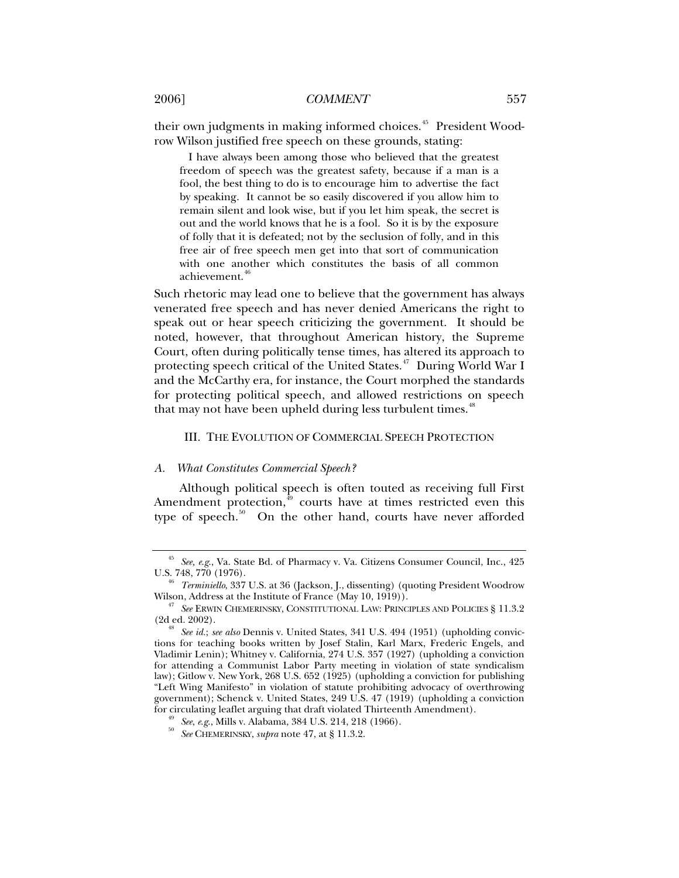their own judgments in making informed choices.[45] President Woodrow Wilson justified free speech on these grounds, stating:

> I have always been among those who believed that the greatest freedom of speech was the greatest safety, because if a man is a fool, the best thing to do is to encourage him to advertise the fact by speaking. It cannot be so easily discovered if you allow him to remain silent and look wise, but if you let him speak, the secret is out and the world knows that he is a fool. So it is by the exposure of folly that it is defeated; not by the seclusion of folly, and in this free air of free speech men get into that sort of communication with one another which constitutes the basis of all common achievement.[46]

Such rhetoric may lead one to believe that the government has always venerated free speech and has never denied Americans the right to speak out or hear speech criticizing the government. It should be noted, however, that throughout American history, the Supreme Court, often during politically tense times, has altered its approach to protecting speech critical of the United States.[47] During World War I and the McCarthy era, for instance, the Court morphed the standards for protecting political speech, and allowed restrictions on speech that may not have been upheld during less turbulent times.[48]

## III. THE EVOLUTION OF COMMERCIAL SPEECH PROTECTION

### *A. What Constitutes Commercial Speech?*

Although political speech is often touted as receiving full First Amendment protection,[49] courts have at times restricted even this type of speech.[50] On the other hand, courts have never afforded

---

[45] *See, e.g.*, Va. State Bd. of Pharmacy v. Va. Citizens Consumer Council, Inc., 425 U.S. 748, 770 (1976).

[46] *Terminiello*, 337 U.S. at 36 (Jackson, J., dissenting) (quoting President Woodrow Wilson, Address at the Institute of France (May 10, 1919)).

[47] *See* ERWIN CHEMERINSKY, CONSTITUTIONAL LAW: PRINCIPLES AND POLICIES § 11.3.2 (2d ed. 2002).

[48] *See id.*; *see also* Dennis v. United States, 341 U.S. 494 (1951) (upholding convictions for teaching books written by Josef Stalin, Karl Marx, Frederic Engels, and Vladimir Lenin); Whitney v. California, 274 U.S. 357 (1927) (upholding a conviction for attending a Communist Labor Party meeting in violation of state syndicalism law); Gitlow v. New York, 268 U.S. 652 (1925) (upholding a conviction for publishing "Left Wing Manifesto" in violation of statute prohibiting advocacy of overthrowing government); Schenck v. United States, 249 U.S. 47 (1919) (upholding a conviction for circulating leaflet arguing that draft violated Thirteenth Amendment).

[49] *See, e.g.*, Mills v. Alabama, 384 U.S. 214, 218 (1966).

[50] *See* CHEMERINSKY, *supra* note 47, at § 11.3.2.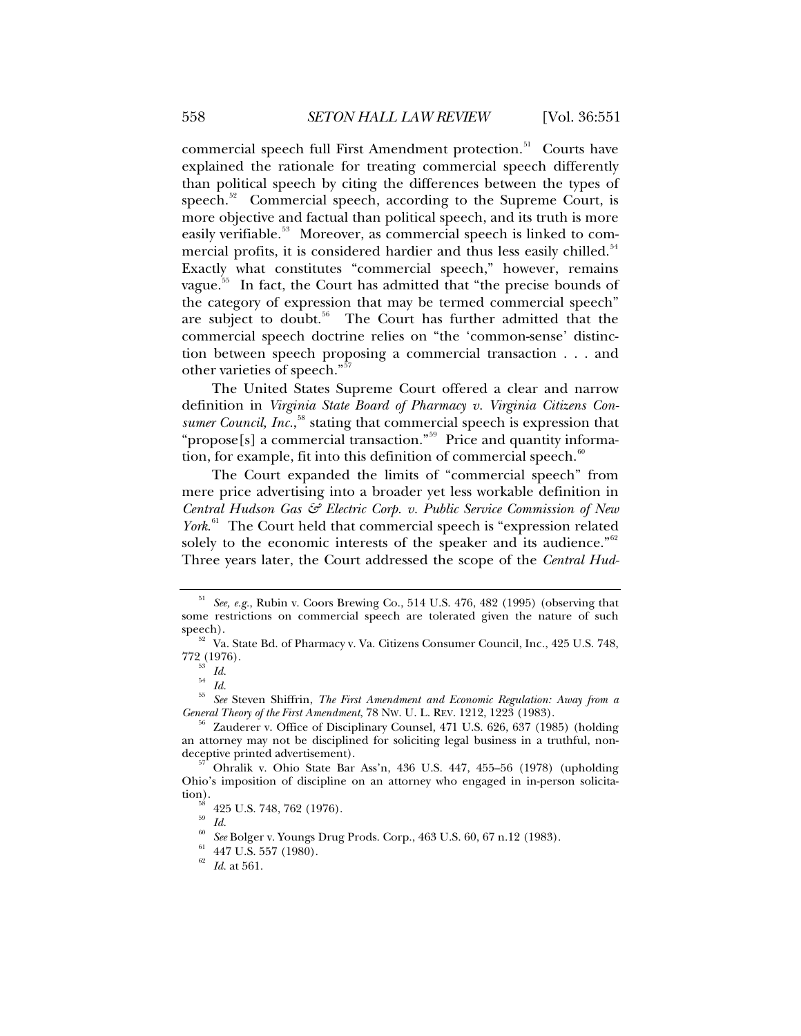commercial speech full First Amendment protection.[51] Courts have explained the rationale for treating commercial speech differently than political speech by citing the differences between the types of speech.[52] Commercial speech, according to the Supreme Court, is more objective and factual than political speech, and its truth is more easily verifiable.[53] Moreover, as commercial speech is linked to commercial profits, it is considered hardier and thus less easily chilled.[54] Exactly what constitutes "commercial speech," however, remains vague.[55] In fact, the Court has admitted that "the precise bounds of the category of expression that may be termed commercial speech" are subject to doubt.[56] The Court has further admitted that the commercial speech doctrine relies on "the 'common-sense' distinction between speech proposing a commercial transaction . . . and other varieties of speech."[57]

The United States Supreme Court offered a clear and narrow definition in *Virginia State Board of Pharmacy v. Virginia Citizens Consumer Council, Inc.*,[58] stating that commercial speech is expression that "propose[s] a commercial transaction."[59] Price and quantity information, for example, fit into this definition of commercial speech.[60]

The Court expanded the limits of "commercial speech" from mere price advertising into a broader yet less workable definition in *Central Hudson Gas & Electric Corp. v. Public Service Commission of New York*.[61] The Court held that commercial speech is "expression related solely to the economic interests of the speaker and its audience."[62] Three years later, the Court addressed the scope of the *Central Hud-*

---

[51] *See, e.g.*, Rubin v. Coors Brewing Co., 514 U.S. 476, 482 (1995) (observing that some restrictions on commercial speech are tolerated given the nature of such speech).

[52] Va. State Bd. of Pharmacy v. Va. Citizens Consumer Council, Inc., 425 U.S. 748, 772 (1976).

[53] *Id.*

[54] *Id.*

[55] *See* Steven Shiffrin, *The First Amendment and Economic Regulation: Away from a General Theory of the First Amendment*, 78 NW. U. L. REV. 1212, 1223 (1983).

[56] Zauderer v. Office of Disciplinary Counsel, 471 U.S. 626, 637 (1985) (holding an attorney may not be disciplined for soliciting legal business in a truthful, nondeceptive printed advertisement).

[57] Ohralik v. Ohio State Bar Ass'n, 436 U.S. 447, 455–56 (1978) (upholding Ohio's imposition of discipline on an attorney who engaged in in-person solicitation).

[58] 425 U.S. 748, 762 (1976).

[59] *Id.*

[60] *See* Bolger v. Youngs Drug Prods. Corp., 463 U.S. 60, 67 n.12 (1983).

[61] 447 U.S. 557 (1980).

[62] *Id.* at 561.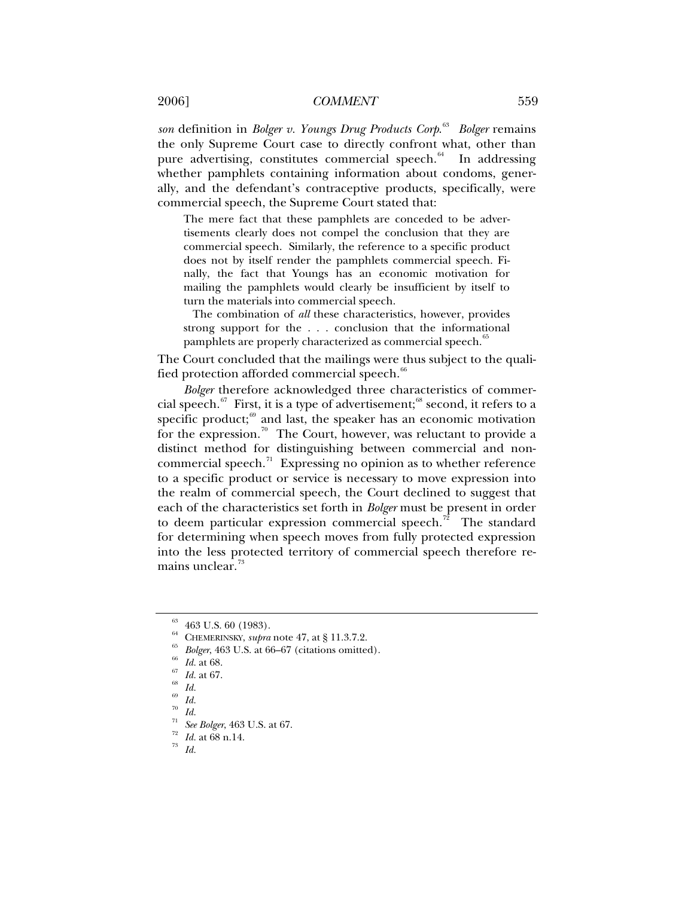*son* definition in *Bolger v. Youngs Drug Products Corp.*[63] *Bolger* remains the only Supreme Court case to directly confront what, other than pure advertising, constitutes commercial speech.[64] In addressing whether pamphlets containing information about condoms, generally, and the defendant's contraceptive products, specifically, were commercial speech, the Supreme Court stated that:

> The mere fact that these pamphlets are conceded to be advertisements clearly does not compel the conclusion that they are commercial speech. Similarly, the reference to a specific product does not by itself render the pamphlets commercial speech. Finally, the fact that Youngs has an economic motivation for mailing the pamphlets would clearly be insufficient by itself to turn the materials into commercial speech.
>
> The combination of *all* these characteristics, however, provides strong support for the . . . conclusion that the informational pamphlets are properly characterized as commercial speech.[65]

The Court concluded that the mailings were thus subject to the qualified protection afforded commercial speech.[66]

*Bolger* therefore acknowledged three characteristics of commercial speech.[67] First, it is a type of advertisement;[68] second, it refers to a specific product;[69] and last, the speaker has an economic motivation for the expression.[70] The Court, however, was reluctant to provide a distinct method for distinguishing between commercial and non-commercial speech.[71] Expressing no opinion as to whether reference to a specific product or service is necessary to move expression into the realm of commercial speech, the Court declined to suggest that each of the characteristics set forth in *Bolger* must be present in order to deem particular expression commercial speech.[72] The standard for determining when speech moves from fully protected expression into the less protected territory of commercial speech therefore remains unclear.[73]

---

[63] 463 U.S. 60 (1983).

[64] CHEMERINSKY, *supra* note 47, at § 11.3.7.2.

[65] *Bolger*, 463 U.S. at 66–67 (citations omitted).

[66] *Id.* at 68.

[67] *Id.* at 67.

[68] *Id.*

[69] *Id.*

[70] *Id.*

[71] *See Bolger*, 463 U.S. at 67.

[72] *Id.* at 68 n.14.

[73] *Id.*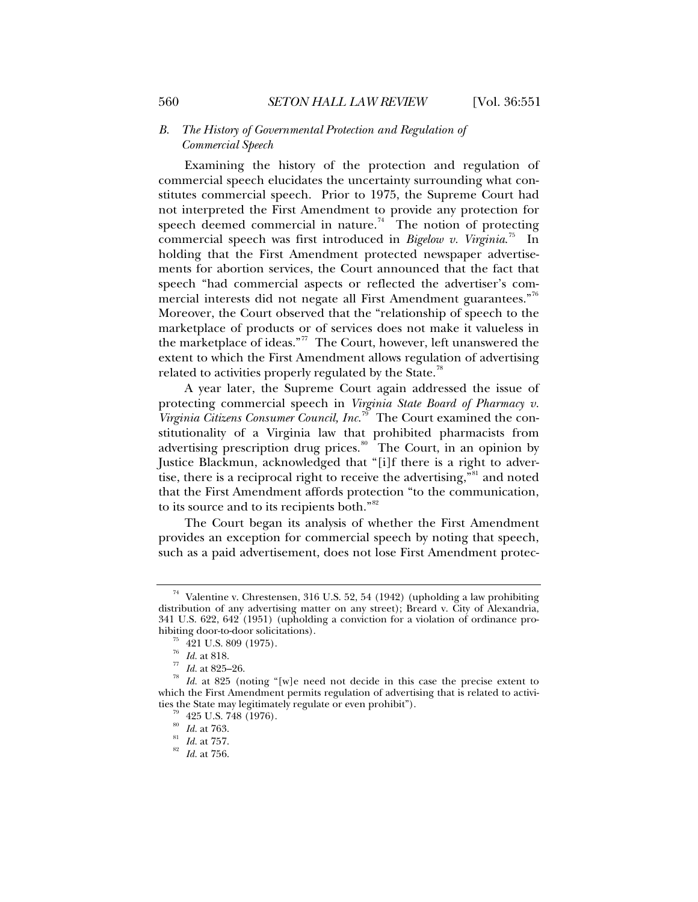### B. *The History of Governmental Protection and Regulation of Commercial Speech*

Examining the history of the protection and regulation of commercial speech elucidates the uncertainty surrounding what constitutes commercial speech. Prior to 1975, the Supreme Court had not interpreted the First Amendment to provide any protection for speech deemed commercial in nature.[74] The notion of protecting commercial speech was first introduced in *Bigelow v. Virginia*.[75] In holding that the First Amendment protected newspaper advertisements for abortion services, the Court announced that the fact that speech "had commercial aspects or reflected the advertiser's commercial interests did not negate all First Amendment guarantees."[76] Moreover, the Court observed that the "relationship of speech to the marketplace of products or of services does not make it valueless in the marketplace of ideas."[77] The Court, however, left unanswered the extent to which the First Amendment allows regulation of advertising related to activities properly regulated by the State.[78]

A year later, the Supreme Court again addressed the issue of protecting commercial speech in *Virginia State Board of Pharmacy v. Virginia Citizens Consumer Council, Inc.*[79] The Court examined the constitutionality of a Virginia law that prohibited pharmacists from advertising prescription drug prices.[80] The Court, in an opinion by Justice Blackmun, acknowledged that "[i]f there is a right to advertise, there is a reciprocal right to receive the advertising,"[81] and noted that the First Amendment affords protection "to the communication, to its source and to its recipients both."[82]

The Court began its analysis of whether the First Amendment provides an exception for commercial speech by noting that speech, such as a paid advertisement, does not lose First Amendment protec-

---

[74] Valentine v. Chrestensen, 316 U.S. 52, 54 (1942) (upholding a law prohibiting distribution of any advertising matter on any street); Breard v. City of Alexandria, 341 U.S. 622, 642 (1951) (upholding a conviction for a violation of ordinance prohibiting door-to-door solicitations).

[75] 421 U.S. 809 (1975).

[76] *Id.* at 818.

[77] *Id.* at 825–26.

[78] *Id.* at 825 (noting "[w]e need not decide in this case the precise extent to which the First Amendment permits regulation of advertising that is related to activities the State may legitimately regulate or even prohibit").

[79] 425 U.S. 748 (1976).

[80] *Id.* at 763.

[81] *Id.* at 757.

[82] *Id.* at 756.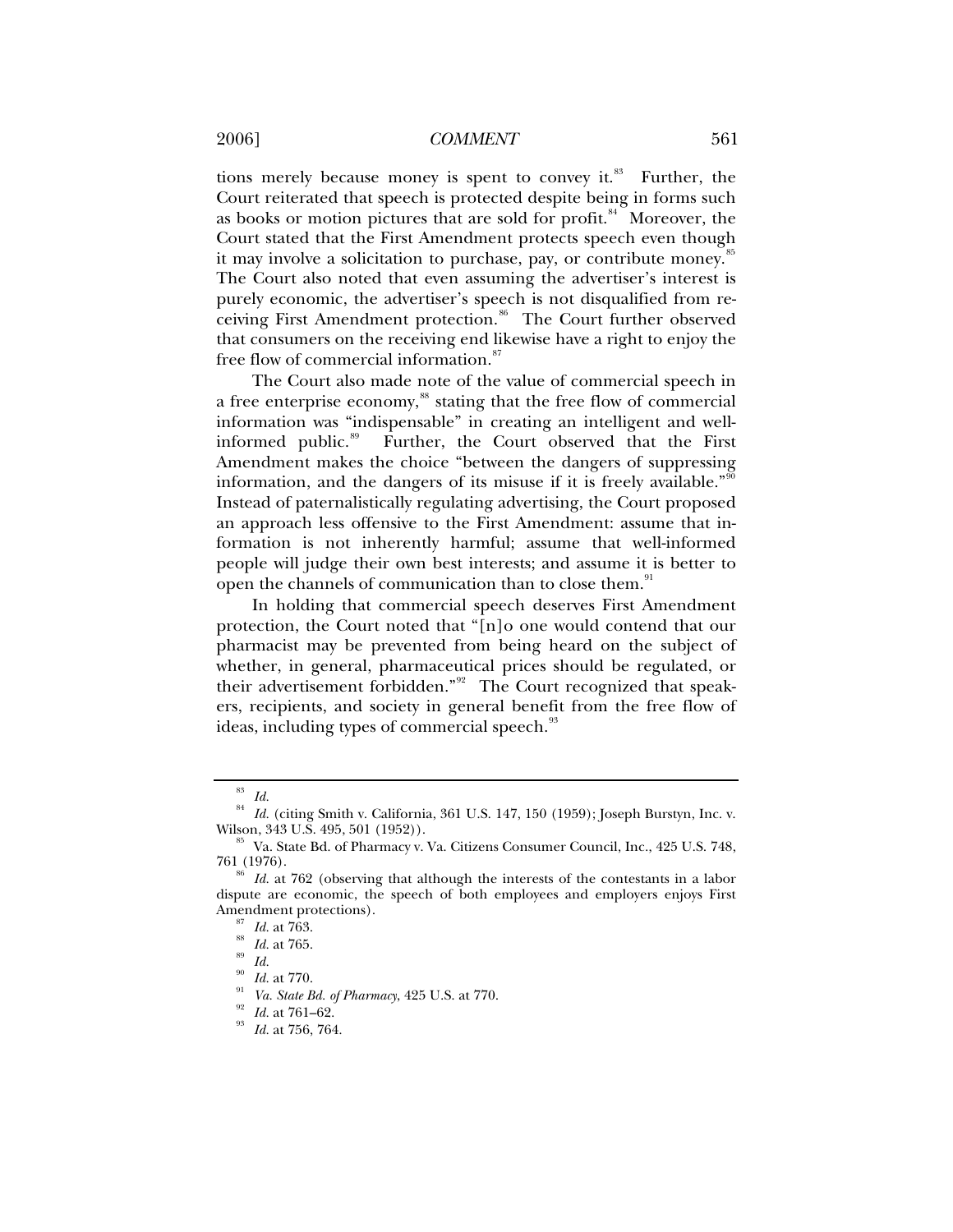tions merely because money is spent to convey it.[83] Further, the Court reiterated that speech is protected despite being in forms such as books or motion pictures that are sold for profit.[84] Moreover, the Court stated that the First Amendment protects speech even though it may involve a solicitation to purchase, pay, or contribute money.[85] The Court also noted that even assuming the advertiser's interest is purely economic, the advertiser's speech is not disqualified from receiving First Amendment protection.[86] The Court further observed that consumers on the receiving end likewise have a right to enjoy the free flow of commercial information.[87]

The Court also made note of the value of commercial speech in a free enterprise economy,[88] stating that the free flow of commercial information was "indispensable" in creating an intelligent and well-informed public.[89] Further, the Court observed that the First Amendment makes the choice "between the dangers of suppressing information, and the dangers of its misuse if it is freely available."[90] Instead of paternalistically regulating advertising, the Court proposed an approach less offensive to the First Amendment: assume that information is not inherently harmful; assume that well-informed people will judge their own best interests; and assume it is better to open the channels of communication than to close them.[91]

In holding that commercial speech deserves First Amendment protection, the Court noted that "[n]o one would contend that our pharmacist may be prevented from being heard on the subject of whether, in general, pharmaceutical prices should be regulated, or their advertisement forbidden."[92] The Court recognized that speakers, recipients, and society in general benefit from the free flow of ideas, including types of commercial speech.[93]

---

[83] *Id.*

[84] *Id.* (citing Smith v. California, 361 U.S. 147, 150 (1959); Joseph Burstyn, Inc. v. Wilson, 343 U.S. 495, 501 (1952)).

[85] Va. State Bd. of Pharmacy v. Va. Citizens Consumer Council, Inc., 425 U.S. 748, 761 (1976).

[86] *Id.* at 762 (observing that although the interests of the contestants in a labor dispute are economic, the speech of both employees and employers enjoys First Amendment protections).

[87] *Id.* at 763.

[88] *Id.* at 765.

[89] *Id.*

[90] *Id.* at 770.

[91] *Va. State Bd. of Pharmacy*, 425 U.S. at 770.

[92] *Id.* at 761–62.

[93] *Id.* at 756, 764.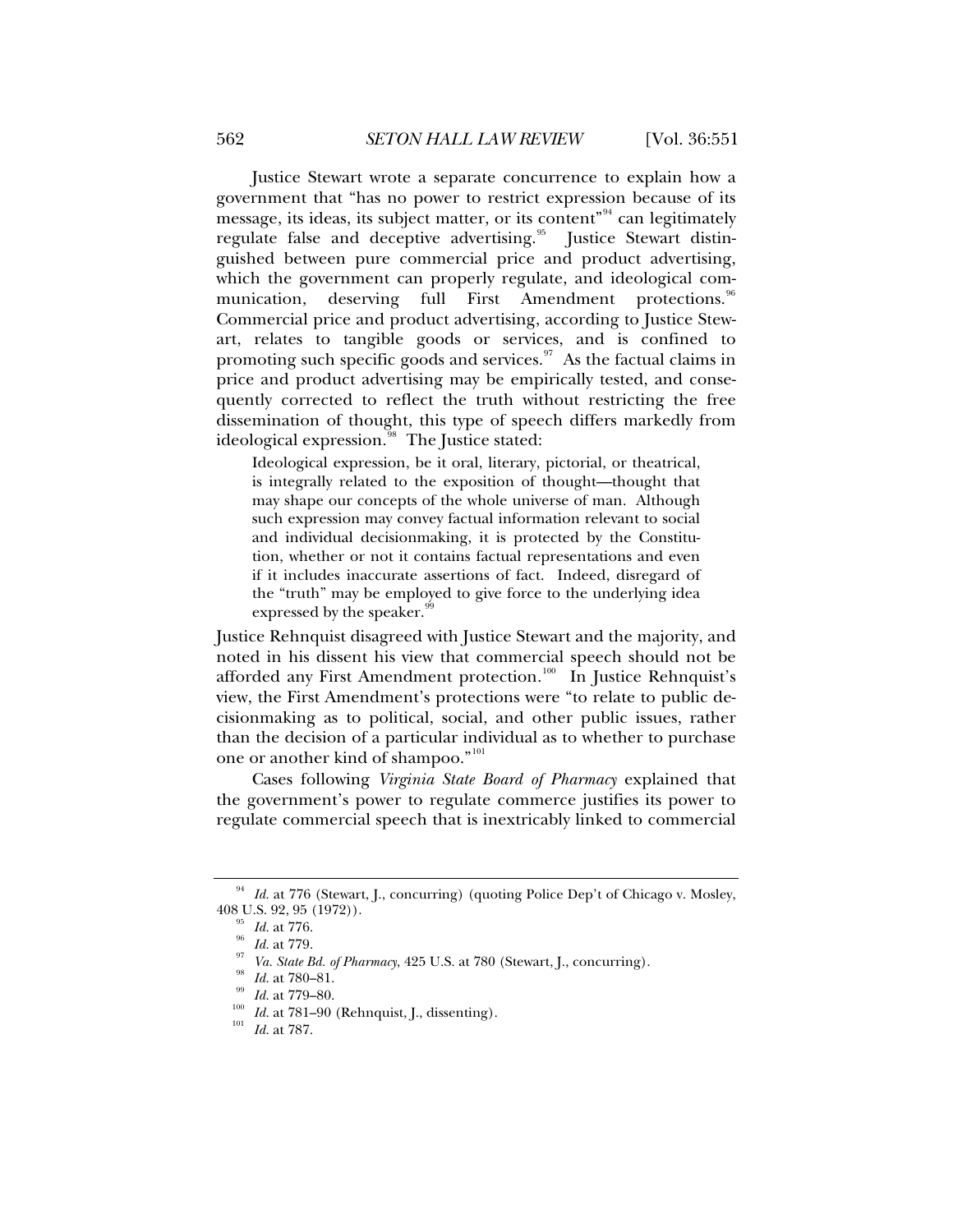Justice Stewart wrote a separate concurrence to explain how a government that "has no power to restrict expression because of its message, its ideas, its subject matter, or its content"[94] can legitimately regulate false and deceptive advertising.[95] Justice Stewart distinguished between pure commercial price and product advertising, which the government can properly regulate, and ideological communication, deserving full First Amendment protections.[96] Commercial price and product advertising, according to Justice Stewart, relates to tangible goods or services, and is confined to promoting such specific goods and services.[97] As the factual claims in price and product advertising may be empirically tested, and consequently corrected to reflect the truth without restricting the free dissemination of thought, this type of speech differs markedly from ideological expression.[98] The Justice stated:

> Ideological expression, be it oral, literary, pictorial, or theatrical, is integrally related to the exposition of thought—thought that may shape our concepts of the whole universe of man. Although such expression may convey factual information relevant to social and individual decisionmaking, it is protected by the Constitution, whether or not it contains factual representations and even if it includes inaccurate assertions of fact. Indeed, disregard of the "truth" may be employed to give force to the underlying idea expressed by the speaker.[99]

Justice Rehnquist disagreed with Justice Stewart and the majority, and noted in his dissent his view that commercial speech should not be afforded any First Amendment protection.[100] In Justice Rehnquist's view, the First Amendment's protections were "to relate to public decisionmaking as to political, social, and other public issues, rather than the decision of a particular individual as to whether to purchase one or another kind of shampoo."[101]

Cases following *Virginia State Board of Pharmacy* explained that the government's power to regulate commerce justifies its power to regulate commercial speech that is inextricably linked to commercial

---

[94] *Id.* at 776 (Stewart, J., concurring) (quoting Police Dep't of Chicago v. Mosley, 408 U.S. 92, 95 (1972)).

[95] *Id.* at 776.

[96] *Id.* at 779.

[97] *Va. State Bd. of Pharmacy*, 425 U.S. at 780 (Stewart, J., concurring).

[98] *Id.* at 780–81.

[99] *Id.* at 779–80.

[100] *Id.* at 781–90 (Rehnquist, J., dissenting).

[101] *Id.* at 787.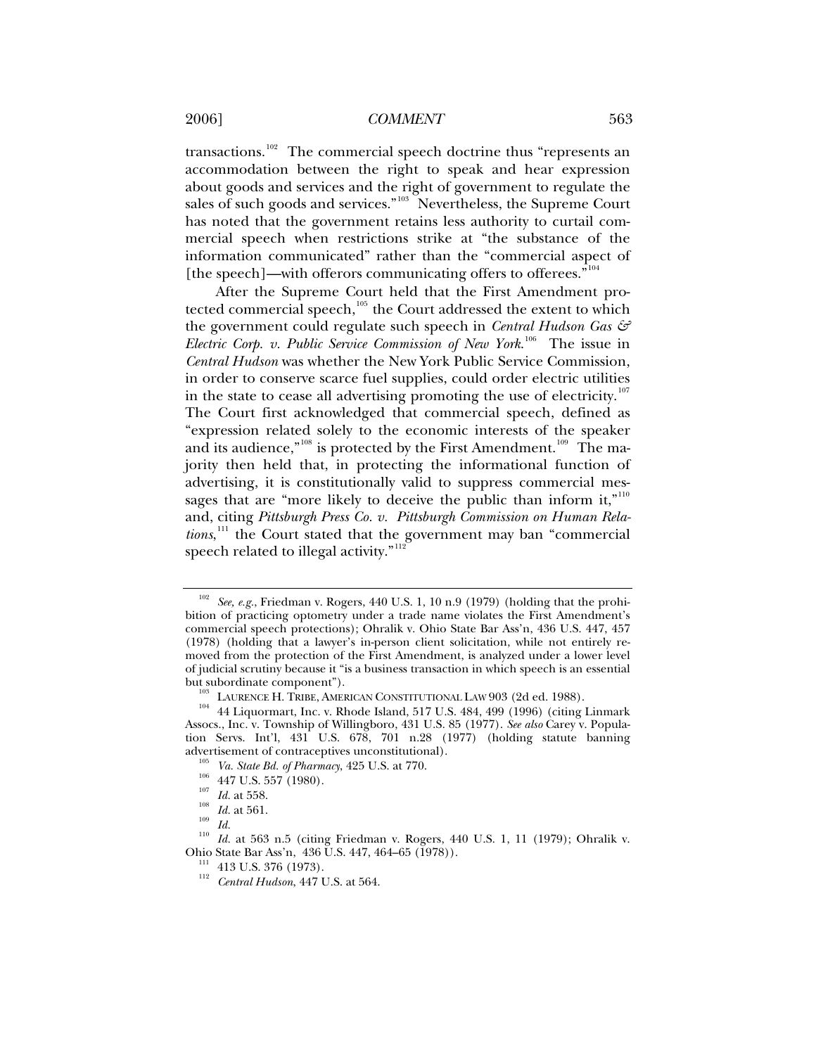transactions.[102] The commercial speech doctrine thus "represents an accommodation between the right to speak and hear expression about goods and services and the right of government to regulate the sales of such goods and services."[103] Nevertheless, the Supreme Court has noted that the government retains less authority to curtail commercial speech when restrictions strike at "the substance of the information communicated" rather than the "commercial aspect of [the speech]—with offerors communicating offers to offerees."[104]

After the Supreme Court held that the First Amendment protected commercial speech,[105] the Court addressed the extent to which the government could regulate such speech in *Central Hudson Gas & Electric Corp. v. Public Service Commission of New York*.[106] The issue in *Central Hudson* was whether the New York Public Service Commission, in order to conserve scarce fuel supplies, could order electric utilities in the state to cease all advertising promoting the use of electricity.[107] The Court first acknowledged that commercial speech, defined as "expression related solely to the economic interests of the speaker and its audience,"[108] is protected by the First Amendment.[109] The majority then held that, in protecting the informational function of advertising, it is constitutionally valid to suppress commercial messages that are "more likely to deceive the public than inform it,"[110] and, citing *Pittsburgh Press Co. v. Pittsburgh Commission on Human Relations*,[111] the Court stated that the government may ban "commercial speech related to illegal activity."[112]

---

[102] *See, e.g.*, Friedman v. Rogers, 440 U.S. 1, 10 n.9 (1979) (holding that the prohibition of practicing optometry under a trade name violates the First Amendment's commercial speech protections); Ohralik v. Ohio State Bar Ass'n, 436 U.S. 447, 457 (1978) (holding that a lawyer's in-person client solicitation, while not entirely removed from the protection of the First Amendment, is analyzed under a lower level of judicial scrutiny because it "is a business transaction in which speech is an essential but subordinate component").

[103] LAURENCE H. TRIBE, AMERICAN CONSTITUTIONAL LAW 903 (2d ed. 1988).

[104] 44 Liquormart, Inc. v. Rhode Island, 517 U.S. 484, 499 (1996) (citing Linmark Assocs., Inc. v. Township of Willingboro, 431 U.S. 85 (1977). *See also* Carey v. Population Servs. Int'l, 431 U.S. 678, 701 n.28 (1977) (holding statute banning advertisement of contraceptives unconstitutional).

[105] *Va. State Bd. of Pharmacy*, 425 U.S. at 770.

[106] 447 U.S. 557 (1980).

[107] *Id.* at 558.

[108] *Id.* at 561.

[109] *Id.*

[110] *Id.* at 563 n.5 (citing Friedman v. Rogers, 440 U.S. 1, 11 (1979); Ohralik v. Ohio State Bar Ass'n, 436 U.S. 447, 464–65 (1978)).

[111] 413 U.S. 376 (1973).

[112] *Central Hudson*, 447 U.S. at 564.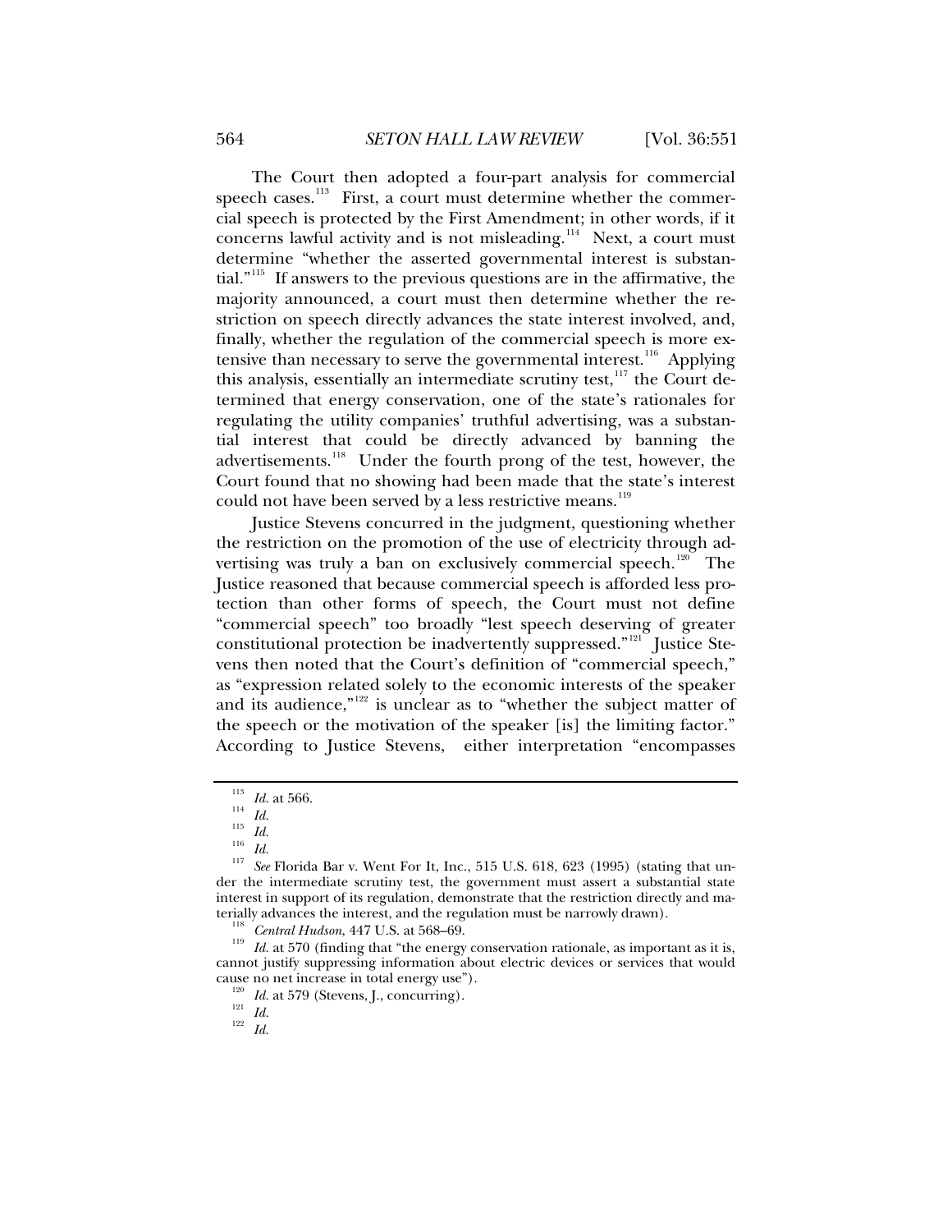The Court then adopted a four-part analysis for commercial speech cases.[113] First, a court must determine whether the commercial speech is protected by the First Amendment; in other words, if it concerns lawful activity and is not misleading.[114] Next, a court must determine "whether the asserted governmental interest is substantial."[115] If answers to the previous questions are in the affirmative, the majority announced, a court must then determine whether the restriction on speech directly advances the state interest involved, and, finally, whether the regulation of the commercial speech is more extensive than necessary to serve the governmental interest.[116] Applying this analysis, essentially an intermediate scrutiny test,[117] the Court determined that energy conservation, one of the state's rationales for regulating the utility companies' truthful advertising, was a substantial interest that could be directly advanced by banning the advertisements.[118] Under the fourth prong of the test, however, the Court found that no showing had been made that the state's interest could not have been served by a less restrictive means.[119]

Justice Stevens concurred in the judgment, questioning whether the restriction on the promotion of the use of electricity through advertising was truly a ban on exclusively commercial speech.[120] The Justice reasoned that because commercial speech is afforded less protection than other forms of speech, the Court must not define "commercial speech" too broadly "lest speech deserving of greater constitutional protection be inadvertently suppressed."[121] Justice Stevens then noted that the Court's definition of "commercial speech," as "expression related solely to the economic interests of the speaker and its audience,"[122] is unclear as to "whether the subject matter of the speech or the motivation of the speaker [is] the limiting factor." According to Justice Stevens, either interpretation "encompasses

---

[113] *Id.* at 566.

[114] *Id.*

[115] *Id.*

[116] *Id.*

[117] *See* Florida Bar v. Went For It, Inc., 515 U.S. 618, 623 (1995) (stating that under the intermediate scrutiny test, the government must assert a substantial state interest in support of its regulation, demonstrate that the restriction directly and materially advances the interest, and the regulation must be narrowly drawn).

[118] *Central Hudson*, 447 U.S. at 568–69.

[119] *Id.* at 570 (finding that "the energy conservation rationale, as important as it is, cannot justify suppressing information about electric devices or services that would cause no net increase in total energy use").

[120] *Id.* at 579 (Stevens, J., concurring).

[121] *Id.*

[122] *Id.*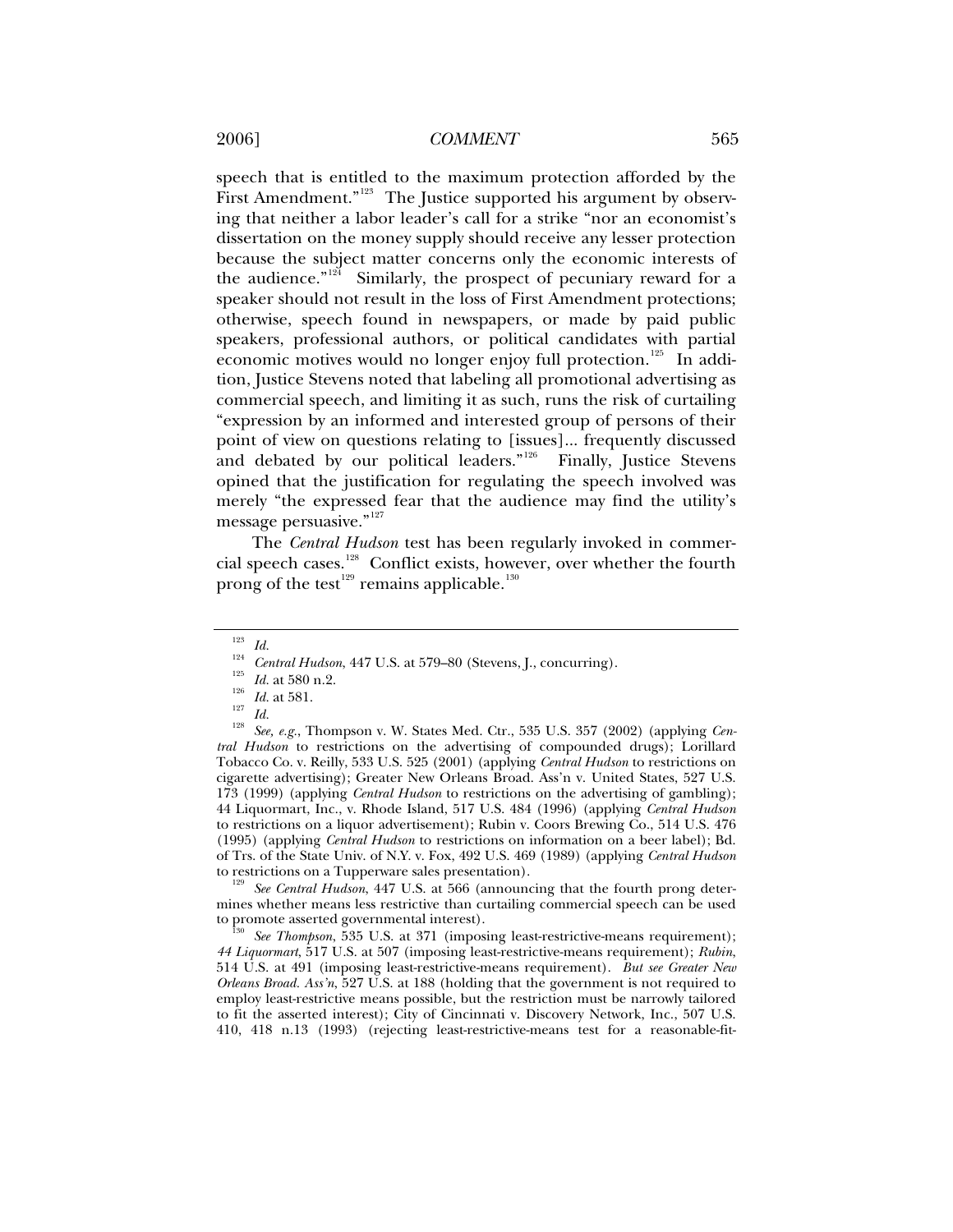speech that is entitled to the maximum protection afforded by the First Amendment."[123] The Justice supported his argument by observing that neither a labor leader's call for a strike "nor an economist's dissertation on the money supply should receive any lesser protection because the subject matter concerns only the economic interests of the audience."[124] Similarly, the prospect of pecuniary reward for a speaker should not result in the loss of First Amendment protections; otherwise, speech found in newspapers, or made by paid public speakers, professional authors, or political candidates with partial economic motives would no longer enjoy full protection.[125] In addition, Justice Stevens noted that labeling all promotional advertising as commercial speech, and limiting it as such, runs the risk of curtailing "expression by an informed and interested group of persons of their point of view on questions relating to [issues]... frequently discussed and debated by our political leaders."[126] Finally, Justice Stevens opined that the justification for regulating the speech involved was merely "the expressed fear that the audience may find the utility's message persuasive."[127]

The *Central Hudson* test has been regularly invoked in commercial speech cases.[128] Conflict exists, however, over whether the fourth prong of the test[129] remains applicable.[130]

---

[123] *Id.*

[124] *Central Hudson*, 447 U.S. at 579–80 (Stevens, J., concurring).

[125] *Id.* at 580 n.2.

[126] *Id.* at 581.

[127] *Id.*

[128] *See, e.g.*, Thompson v. W. States Med. Ctr., 535 U.S. 357 (2002) (applying *Central Hudson* to restrictions on the advertising of compounded drugs); Lorillard Tobacco Co. v. Reilly, 533 U.S. 525 (2001) (applying *Central Hudson* to restrictions on cigarette advertising); Greater New Orleans Broad. Ass'n v. United States, 527 U.S. 173 (1999) (applying *Central Hudson* to restrictions on the advertising of gambling); 44 Liquormart, Inc., v. Rhode Island, 517 U.S. 484 (1996) (applying *Central Hudson* to restrictions on a liquor advertisement); Rubin v. Coors Brewing Co., 514 U.S. 476 (1995) (applying *Central Hudson* to restrictions on information on a beer label); Bd. of Trs. of the State Univ. of N.Y. v. Fox, 492 U.S. 469 (1989) (applying *Central Hudson* to restrictions on a Tupperware sales presentation).

[129] *See Central Hudson*, 447 U.S. at 566 (announcing that the fourth prong determines whether means less restrictive than curtailing commercial speech can be used to promote asserted governmental interest).

[130] *See Thompson*, 535 U.S. at 371 (imposing least-restrictive-means requirement); *44 Liquormart*, 517 U.S. at 507 (imposing least-restrictive-means requirement); *Rubin*, 514 U.S. at 491 (imposing least-restrictive-means requirement). *But see Greater New Orleans Broad. Ass'n*, 527 U.S. at 188 (holding that the government is not required to employ least-restrictive means possible, but the restriction must be narrowly tailored to fit the asserted interest); City of Cincinnati v. Discovery Network, Inc., 507 U.S. 410, 418 n.13 (1993) (rejecting least-restrictive-means test for a reasonable-fit-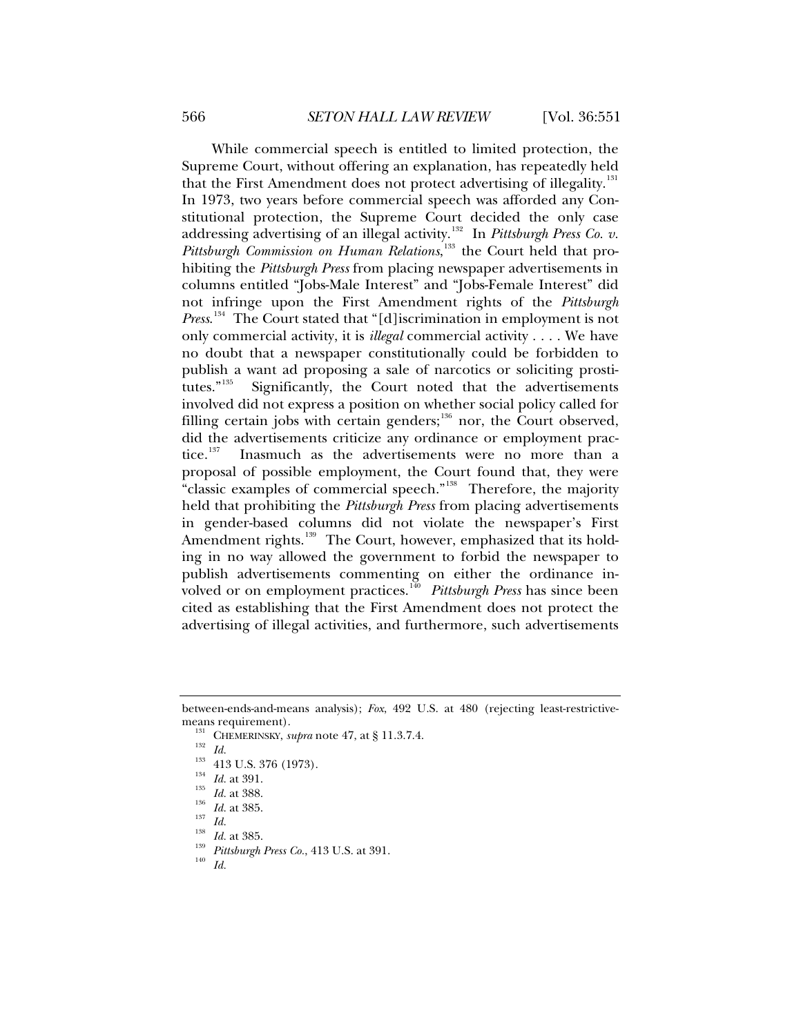While commercial speech is entitled to limited protection, the Supreme Court, without offering an explanation, has repeatedly held that the First Amendment does not protect advertising of illegality.[131] In 1973, two years before commercial speech was afforded any Constitutional protection, the Supreme Court decided the only case addressing advertising of an illegal activity.[132] In *Pittsburgh Press Co. v. Pittsburgh Commission on Human Relations*,[133] the Court held that prohibiting the *Pittsburgh Press* from placing newspaper advertisements in columns entitled "Jobs-Male Interest" and "Jobs-Female Interest" did not infringe upon the First Amendment rights of the *Pittsburgh Press*.[134] The Court stated that "[d]iscrimination in employment is not only commercial activity, it is *illegal* commercial activity . . . . We have no doubt that a newspaper constitutionally could be forbidden to publish a want ad proposing a sale of narcotics or soliciting prostitutes."[135] Significantly, the Court noted that the advertisements involved did not express a position on whether social policy called for filling certain jobs with certain genders;[136] nor, the Court observed, did the advertisements criticize any ordinance or employment practice.[137] Inasmuch as the advertisements were no more than a proposal of possible employment, the Court found that, they were "classic examples of commercial speech."[138] Therefore, the majority held that prohibiting the *Pittsburgh Press* from placing advertisements in gender-based columns did not violate the newspaper's First Amendment rights.[139] The Court, however, emphasized that its holding in no way allowed the government to forbid the newspaper to publish advertisements commenting on either the ordinance involved or on employment practices.[140] *Pittsburgh Press* has since been cited as establishing that the First Amendment does not protect the advertising of illegal activities, and furthermore, such advertisements

---

between-ends-and-means analysis); *Fox*, 492 U.S. at 480 (rejecting least-restrictive-means requirement).

[131] CHEMERINSKY, *supra* note 47, at § 11.3.7.4.

[132] *Id.*

[133] 413 U.S. 376 (1973).

[134] *Id.* at 391.

[135] *Id.* at 388.

[136] *Id.* at 385.

[137] *Id.*

[138] *Id.* at 385.

[139] *Pittsburgh Press Co.*, 413 U.S. at 391.

[140] *Id.*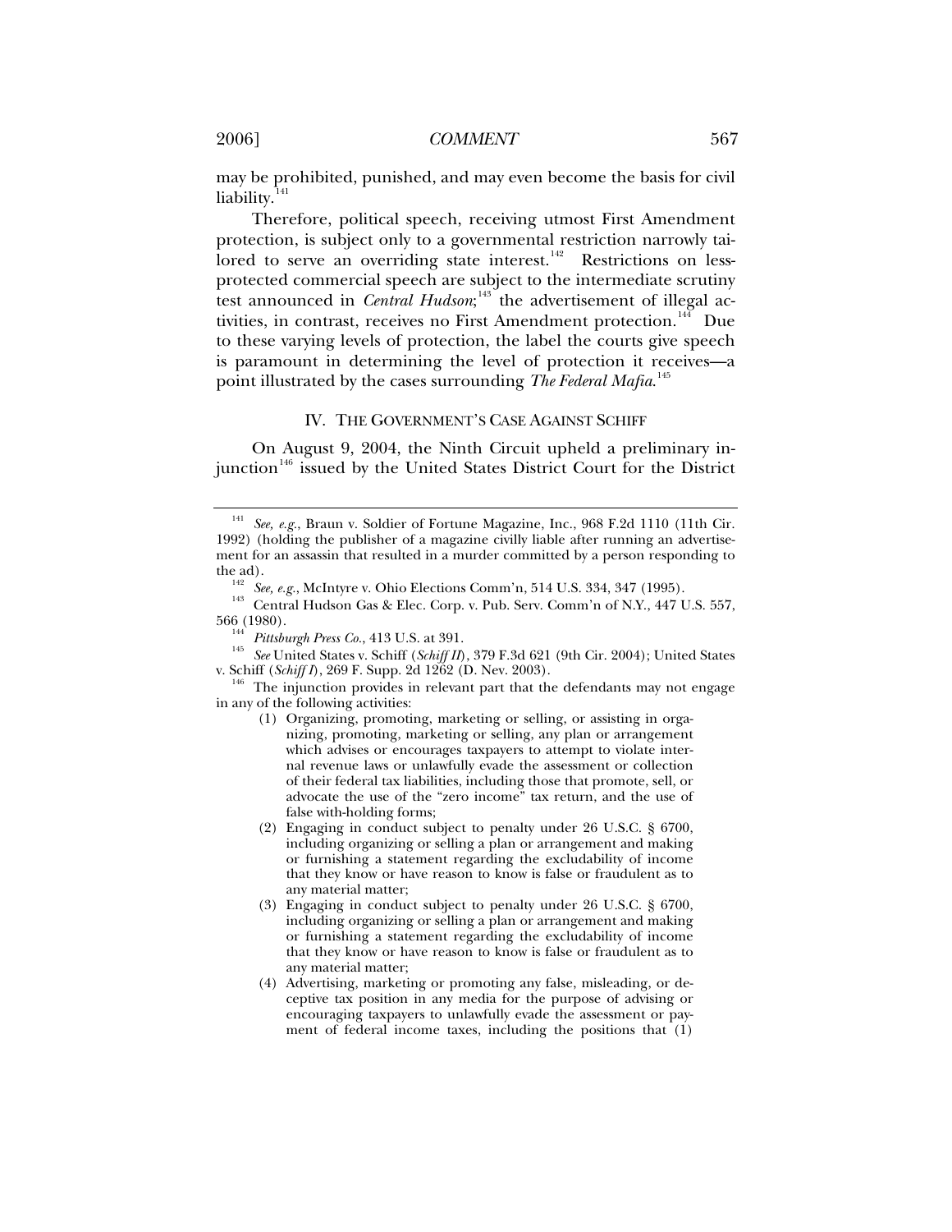may be prohibited, punished, and may even become the basis for civil liability.[141]

Therefore, political speech, receiving utmost First Amendment protection, is subject only to a governmental restriction narrowly tailored to serve an overriding state interest.[142] Restrictions on less-protected commercial speech are subject to the intermediate scrutiny test announced in *Central Hudson*;[143] the advertisement of illegal activities, in contrast, receives no First Amendment protection.[144] Due to these varying levels of protection, the label the courts give speech is paramount in determining the level of protection it receives—a point illustrated by the cases surrounding *The Federal Mafia*.[145]

## IV. THE GOVERNMENT'S CASE AGAINST SCHIFF

On August 9, 2004, the Ninth Circuit upheld a preliminary injunction[146] issued by the United States District Court for the District

---

[141] *See, e.g.*, Braun v. Soldier of Fortune Magazine, Inc., 968 F.2d 1110 (11th Cir. 1992) (holding the publisher of a magazine civilly liable after running an advertisement for an assassin that resulted in a murder committed by a person responding to the ad).

[142] *See, e.g.*, McIntyre v. Ohio Elections Comm'n, 514 U.S. 334, 347 (1995).

[143] Central Hudson Gas & Elec. Corp. v. Pub. Serv. Comm'n of N.Y., 447 U.S. 557, 566 (1980).

[144] *Pittsburgh Press Co.*, 413 U.S. at 391.

[145] *See* United States v. Schiff (*Schiff II*), 379 F.3d 621 (9th Cir. 2004); United States v. Schiff (*Schiff I*), 269 F. Supp. 2d 1262 (D. Nev. 2003).

[146] The injunction provides in relevant part that the defendants may not engage in any of the following activities:

> (1) Organizing, promoting, marketing or selling, or assisting in organizing, promoting, marketing or selling, any plan or arrangement which advises or encourages taxpayers to attempt to violate internal revenue laws or unlawfully evade the assessment or collection of their federal tax liabilities, including those that promote, sell, or advocate the use of the "zero income" tax return, and the use of false with-holding forms;
>
> (2) Engaging in conduct subject to penalty under 26 U.S.C. § 6700, including organizing or selling a plan or arrangement and making or furnishing a statement regarding the excludability of income that they know or have reason to know is false or fraudulent as to any material matter;
>
> (3) Engaging in conduct subject to penalty under 26 U.S.C. § 6700, including organizing or selling a plan or arrangement and making or furnishing a statement regarding the excludability of income that they know or have reason to know is false or fraudulent as to any material matter;
>
> (4) Advertising, marketing or promoting any false, misleading, or deceptive tax position in any media for the purpose of advising or encouraging taxpayers to unlawfully evade the assessment or payment of federal income taxes, including the positions that (1)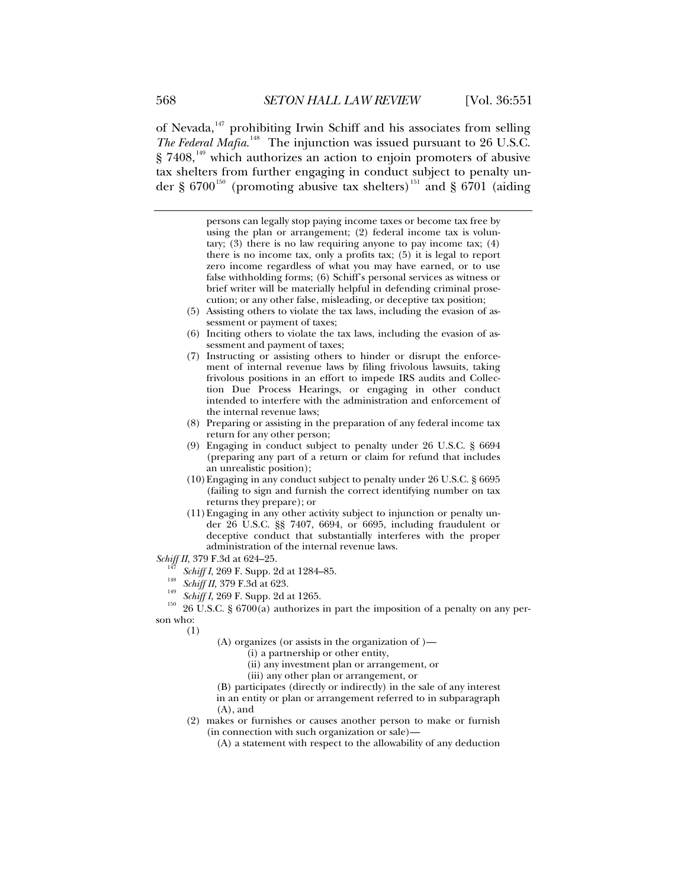of Nevada,[147] prohibiting Irwin Schiff and his associates from selling *The Federal Mafia*.[148] The injunction was issued pursuant to 26 U.S.C. § 7408,[149] which authorizes an action to enjoin promoters of abusive tax shelters from further engaging in conduct subject to penalty under § 6700[150] (promoting abusive tax shelters)[151] and § 6701 (aiding

---

> persons can legally stop paying income taxes or become tax free by using the plan or arrangement; (2) federal income tax is voluntary; (3) there is no law requiring anyone to pay income tax; (4) there is no income tax, only a profits tax; (5) it is legal to report zero income regardless of what you may have earned, or to use false withholding forms; (6) Schiff's personal services as witness or brief writer will be materially helpful in defending criminal prosecution; or any other false, misleading, or deceptive tax position;
>
> (5) Assisting others to violate the tax laws, including the evasion of assessment or payment of taxes;
>
> (6) Inciting others to violate the tax laws, including the evasion of assessment and payment of taxes;
>
> (7) Instructing or assisting others to hinder or disrupt the enforcement of internal revenue laws by filing frivolous lawsuits, taking frivolous positions in an effort to impede IRS audits and Collection Due Process Hearings, or engaging in other conduct intended to interfere with the administration and enforcement of the internal revenue laws;
>
> (8) Preparing or assisting in the preparation of any federal income tax return for any other person;
>
> (9) Engaging in conduct subject to penalty under 26 U.S.C. § 6694 (preparing any part of a return or claim for refund that includes an unrealistic position);
>
> (10) Engaging in any conduct subject to penalty under 26 U.S.C. § 6695 (failing to sign and furnish the correct identifying number on tax returns they prepare); or
>
> (11) Engaging in any other activity subject to injunction or penalty under 26 U.S.C. §§ 7407, 6694, or 6695, including fraudulent or deceptive conduct that substantially interferes with the proper administration of the internal revenue laws.

*Schiff II*, 379 F.3d at 624–25.

[147] *Schiff I*, 269 F. Supp. 2d at 1284–85.

[148] *Schiff II*, 379 F.3d at 623.

[149] *Schiff I*, 269 F. Supp. 2d at 1265.

[150] 26 U.S.C. § 6700(a) authorizes in part the imposition of a penalty on any person who:

> (1)
>
> (A) organizes (or assists in the organization of )—
>
> (i) a partnership or other entity,
>
> (ii) any investment plan or arrangement, or
>
> (iii) any other plan or arrangement, or
>
> (B) participates (directly or indirectly) in the sale of any interest in an entity or plan or arrangement referred to in subparagraph (A), and
>
> (2) makes or furnishes or causes another person to make or furnish (in connection with such organization or sale)—
>
> (A) a statement with respect to the allowability of any deduction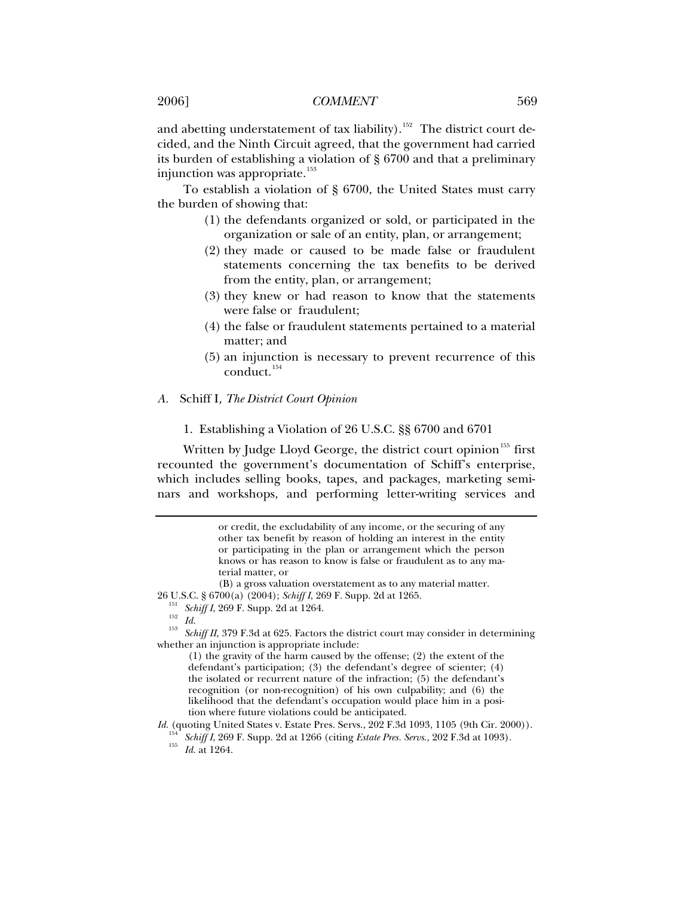and abetting understatement of tax liability).[152] The district court decided, and the Ninth Circuit agreed, that the government had carried its burden of establishing a violation of § 6700 and that a preliminary injunction was appropriate.[153]

To establish a violation of § 6700, the United States must carry the burden of showing that:

> (1) the defendants organized or sold, or participated in the organization or sale of an entity, plan, or arrangement;
>
> (2) they made or caused to be made false or fraudulent statements concerning the tax benefits to be derived from the entity, plan, or arrangement;
>
> (3) they knew or had reason to know that the statements were false or fraudulent;
>
> (4) the false or fraudulent statements pertained to a material matter; and
>
> (5) an injunction is necessary to prevent recurrence of this conduct.[154]

### *A.* Schiff I*, The District Court Opinion*

#### 1. Establishing a Violation of 26 U.S.C. §§ 6700 and 6701

Written by Judge Lloyd George, the district court opinion[155] first recounted the government's documentation of Schiff's enterprise, which includes selling books, tapes, and packages, marketing seminars and workshops, and performing letter-writing services and

---

> or credit, the excludability of any income, or the securing of any other tax benefit by reason of holding an interest in the entity or participating in the plan or arrangement which the person knows or has reason to know is false or fraudulent as to any material matter, or
>
> (B) a gross valuation overstatement as to any material matter.

26 U.S.C. § 6700(a) (2004); *Schiff I*, 269 F. Supp. 2d at 1265.

[151] *Schiff I*, 269 F. Supp. 2d at 1264.

[152] *Id.*

[153] *Schiff II*, 379 F.3d at 625. Factors the district court may consider in determining whether an injunction is appropriate include:

> (1) the gravity of the harm caused by the offense; (2) the extent of the defendant's participation; (3) the defendant's degree of scienter; (4) the isolated or recurrent nature of the infraction; (5) the defendant's recognition (or non-recognition) of his own culpability; and (6) the likelihood that the defendant's occupation would place him in a position where future violations could be anticipated.

*Id.* (quoting United States v. Estate Pres. Servs., 202 F.3d 1093, 1105 (9th Cir. 2000)).

[154] *Schiff I*, 269 F. Supp. 2d at 1266 (citing *Estate Pres. Servs.*, 202 F.3d at 1093).

[155] *Id.* at 1264.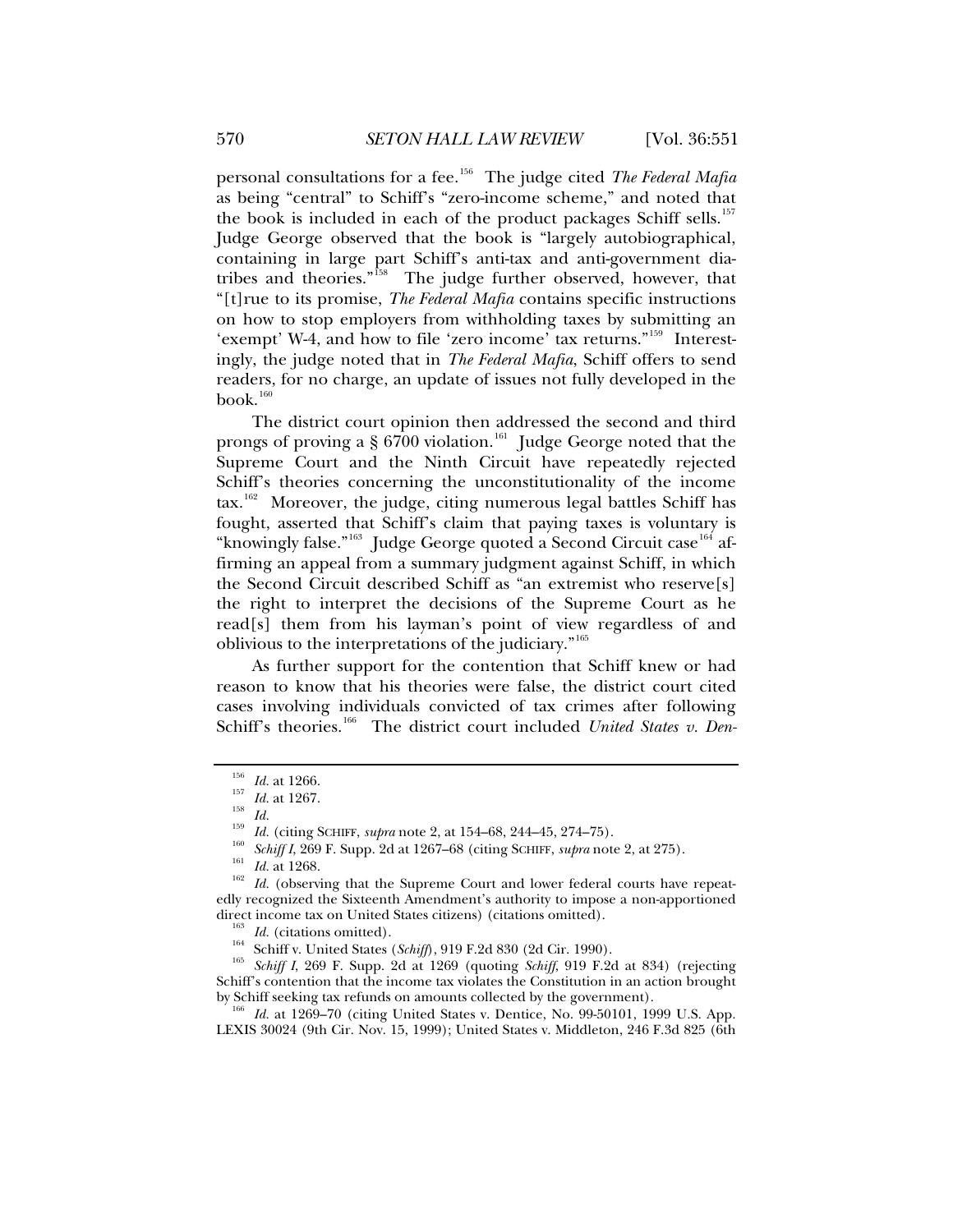personal consultations for a fee.[156] The judge cited *The Federal Mafia* as being "central" to Schiff's "zero-income scheme," and noted that the book is included in each of the product packages Schiff sells.[157] Judge George observed that the book is "largely autobiographical, containing in large part Schiff's anti-tax and anti-government diatribes and theories."[158] The judge further observed, however, that "[t]rue to its promise, *The Federal Mafia* contains specific instructions on how to stop employers from withholding taxes by submitting an 'exempt' W-4, and how to file 'zero income' tax returns."[159] Interestingly, the judge noted that in *The Federal Mafia*, Schiff offers to send readers, for no charge, an update of issues not fully developed in the book.[160]

The district court opinion then addressed the second and third prongs of proving a § 6700 violation.[161] Judge George noted that the Supreme Court and the Ninth Circuit have repeatedly rejected Schiff's theories concerning the unconstitutionality of the income tax.[162] Moreover, the judge, citing numerous legal battles Schiff has fought, asserted that Schiff's claim that paying taxes is voluntary is "knowingly false."[163] Judge George quoted a Second Circuit case[164] affirming an appeal from a summary judgment against Schiff, in which the Second Circuit described Schiff as "an extremist who reserve[s] the right to interpret the decisions of the Supreme Court as he read[s] them from his layman's point of view regardless of and oblivious to the interpretations of the judiciary."[165]

As further support for the contention that Schiff knew or had reason to know that his theories were false, the district court cited cases involving individuals convicted of tax crimes after following Schiff's theories.[166] The district court included *United States v. Den-*

---

[156] *Id.* at 1266.

[157] *Id.* at 1267.

[158] *Id.*

[159] *Id.* (citing SCHIFF, *supra* note 2, at 154–68, 244–45, 274–75).

[160] *Schiff I*, 269 F. Supp. 2d at 1267–68 (citing SCHIFF, *supra* note 2, at 275).

[161] *Id.* at 1268.

[162] *Id.* (observing that the Supreme Court and lower federal courts have repeatedly recognized the Sixteenth Amendment's authority to impose a non-apportioned direct income tax on United States citizens) (citations omitted).

[163] *Id.* (citations omitted).

[164] Schiff v. United States (*Schiff*), 919 F.2d 830 (2d Cir. 1990).

[165] *Schiff I*, 269 F. Supp. 2d at 1269 (quoting *Schiff*, 919 F.2d at 834) (rejecting Schiff's contention that the income tax violates the Constitution in an action brought by Schiff seeking tax refunds on amounts collected by the government).

[166] *Id.* at 1269–70 (citing United States v. Dentice, No. 99-50101, 1999 U.S. App. LEXIS 30024 (9th Cir. Nov. 15, 1999); United States v. Middleton, 246 F.3d 825 (6th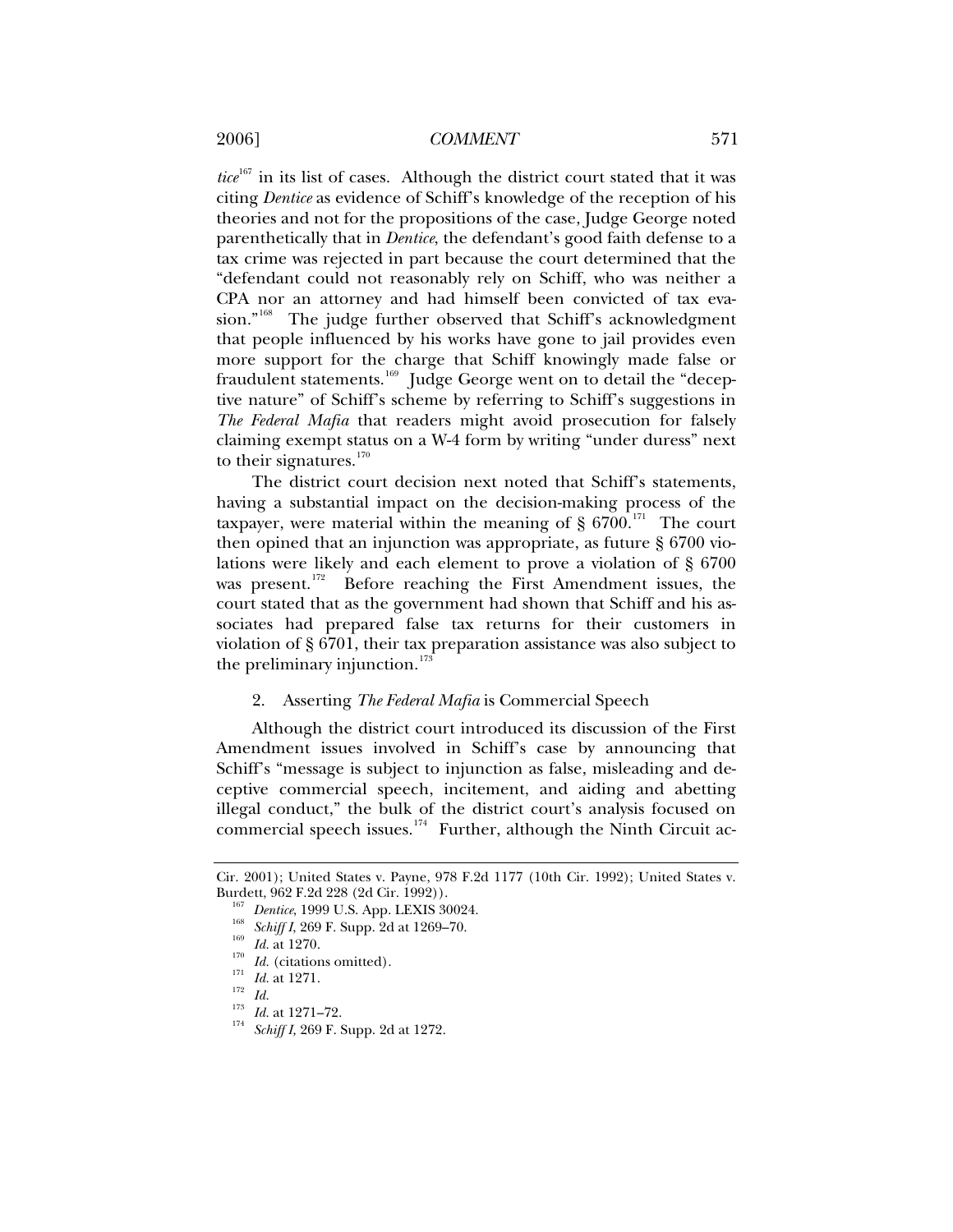*tice*[167] in its list of cases. Although the district court stated that it was citing *Dentice* as evidence of Schiff's knowledge of the reception of his theories and not for the propositions of the case, Judge George noted parenthetically that in *Dentice*, the defendant's good faith defense to a tax crime was rejected in part because the court determined that the "defendant could not reasonably rely on Schiff, who was neither a CPA nor an attorney and had himself been convicted of tax evasion."[168] The judge further observed that Schiff's acknowledgment that people influenced by his works have gone to jail provides even more support for the charge that Schiff knowingly made false or fraudulent statements.[169] Judge George went on to detail the "deceptive nature" of Schiff's scheme by referring to Schiff's suggestions in *The Federal Mafia* that readers might avoid prosecution for falsely claiming exempt status on a W-4 form by writing "under duress" next to their signatures.[170]

The district court decision next noted that Schiff's statements, having a substantial impact on the decision-making process of the taxpayer, were material within the meaning of § 6700.[171] The court then opined that an injunction was appropriate, as future § 6700 violations were likely and each element to prove a violation of § 6700 was present.[172] Before reaching the First Amendment issues, the court stated that as the government had shown that Schiff and his associates had prepared false tax returns for their customers in violation of § 6701, their tax preparation assistance was also subject to the preliminary injunction.[173]

2. Asserting *The Federal Mafia* is Commercial Speech

Although the district court introduced its discussion of the First Amendment issues involved in Schiff's case by announcing that Schiff's "message is subject to injunction as false, misleading and deceptive commercial speech, incitement, and aiding and abetting illegal conduct," the bulk of the district court's analysis focused on commercial speech issues.[174] Further, although the Ninth Circuit ac-

Cir. 2001); United States v. Payne, 978 F.2d 1177 (10th Cir. 1992); United States v. Burdett, 962 F.2d 228 (2d Cir. 1992)).

[167] *Dentice*, 1999 U.S. App. LEXIS 30024.

[168] *Schiff I*, 269 F. Supp. 2d at 1269–70.

[169] *Id.* at 1270.

[170] *Id.* (citations omitted).

[171] *Id.* at 1271.

[172] *Id.*

[173] *Id.* at 1271–72.

[174] *Schiff I*, 269 F. Supp. 2d at 1272.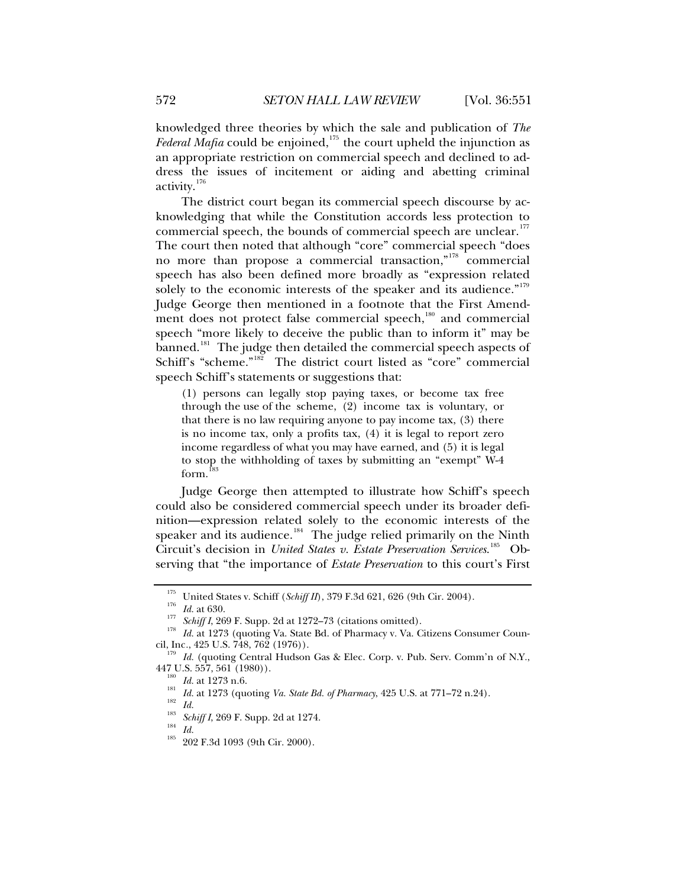knowledged three theories by which the sale and publication of *The Federal Mafia* could be enjoined,[175] the court upheld the injunction as an appropriate restriction on commercial speech and declined to address the issues of incitement or aiding and abetting criminal activity.[176]

The district court began its commercial speech discourse by acknowledging that while the Constitution accords less protection to commercial speech, the bounds of commercial speech are unclear.[177] The court then noted that although "core" commercial speech "does no more than propose a commercial transaction,"[178] commercial speech has also been defined more broadly as "expression related solely to the economic interests of the speaker and its audience."[179] Judge George then mentioned in a footnote that the First Amendment does not protect false commercial speech,[180] and commercial speech "more likely to deceive the public than to inform it" may be banned.[181] The judge then detailed the commercial speech aspects of Schiff's "scheme."[182] The district court listed as "core" commercial speech Schiff's statements or suggestions that:

> (1) persons can legally stop paying taxes, or become tax free through the use of the scheme, (2) income tax is voluntary, or that there is no law requiring anyone to pay income tax, (3) there is no income tax, only a profits tax, (4) it is legal to report zero income regardless of what you may have earned, and (5) it is legal to stop the withholding of taxes by submitting an "exempt" W-4 form.[183]

Judge George then attempted to illustrate how Schiff's speech could also be considered commercial speech under its broader definition—expression related solely to the economic interests of the speaker and its audience.[184] The judge relied primarily on the Ninth Circuit's decision in *United States v. Estate Preservation Services*.[185] Observing that "the importance of *Estate Preservation* to this court's First

---

[175] United States v. Schiff (*Schiff II*), 379 F.3d 621, 626 (9th Cir. 2004).

[176] *Id.* at 630.

[177] *Schiff I*, 269 F. Supp. 2d at 1272–73 (citations omitted).

[178] *Id.* at 1273 (quoting Va. State Bd. of Pharmacy v. Va. Citizens Consumer Council, Inc., 425 U.S. 748, 762 (1976)).

[179] *Id.* (quoting Central Hudson Gas & Elec. Corp. v. Pub. Serv. Comm'n of N.Y., 447 U.S. 557, 561 (1980)).

[180] *Id.* at 1273 n.6.

[181] *Id.* at 1273 (quoting *Va. State Bd. of Pharmacy*, 425 U.S. at 771–72 n.24).

[182] *Id.*

[183] *Schiff I*, 269 F. Supp. 2d at 1274.

[184] *Id.*

[185] 202 F.3d 1093 (9th Cir. 2000).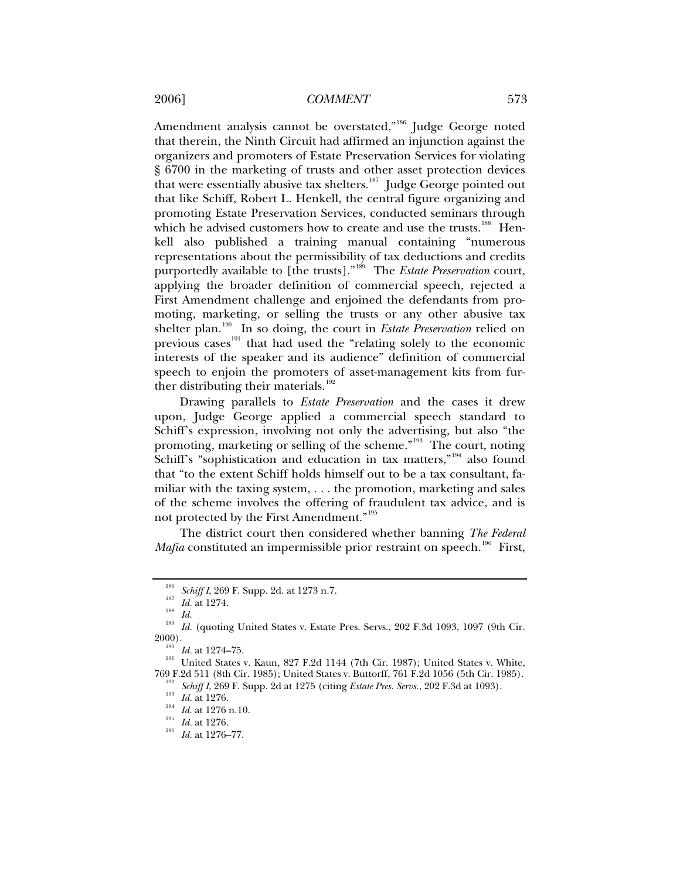Amendment analysis cannot be overstated,"[186] Judge George noted that therein, the Ninth Circuit had affirmed an injunction against the organizers and promoters of Estate Preservation Services for violating § 6700 in the marketing of trusts and other asset protection devices that were essentially abusive tax shelters.[187] Judge George pointed out that like Schiff, Robert L. Henkell, the central figure organizing and promoting Estate Preservation Services, conducted seminars through which he advised customers how to create and use the trusts.[188] Henkell also published a training manual containing "numerous representations about the permissibility of tax deductions and credits purportedly available to [the trusts]."[189] The *Estate Preservation* court, applying the broader definition of commercial speech, rejected a First Amendment challenge and enjoined the defendants from promoting, marketing, or selling the trusts or any other abusive tax shelter plan.[190] In so doing, the court in *Estate Preservation* relied on previous cases[191] that had used the "relating solely to the economic interests of the speaker and its audience" definition of commercial speech to enjoin the promoters of asset-management kits from further distributing their materials.[192]

Drawing parallels to *Estate Preservation* and the cases it drew upon, Judge George applied a commercial speech standard to Schiff's expression, involving not only the advertising, but also "the promoting, marketing or selling of the scheme."[193] The court, noting Schiff's "sophistication and education in tax matters,"[194] also found that "to the extent Schiff holds himself out to be a tax consultant, familiar with the taxing system, . . . the promotion, marketing and sales of the scheme involves the offering of fraudulent tax advice, and is not protected by the First Amendment."[195]

The district court then considered whether banning *The Federal Mafia* constituted an impermissible prior restraint on speech.[196] First,

---

[186] *Schiff I*, 269 F. Supp. 2d. at 1273 n.7.

[187] *Id.* at 1274.

[188] *Id.*

[189] *Id.* (quoting United States v. Estate Pres. Servs., 202 F.3d 1093, 1097 (9th Cir. 2000).

[190] *Id.* at 1274–75.

[191] United States v. Kaun, 827 F.2d 1144 (7th Cir. 1987); United States v. White, 769 F.2d 511 (8th Cir. 1985); United States v. Buttorff, 761 F.2d 1056 (5th Cir. 1985).

[192] *Schiff I*, 269 F. Supp. 2d at 1275 (citing *Estate Pres. Servs.*, 202 F.3d at 1093).

[193] *Id.* at 1276.

[194] *Id.* at 1276 n.10.

[195] *Id.* at 1276.

[196] *Id.* at 1276–77.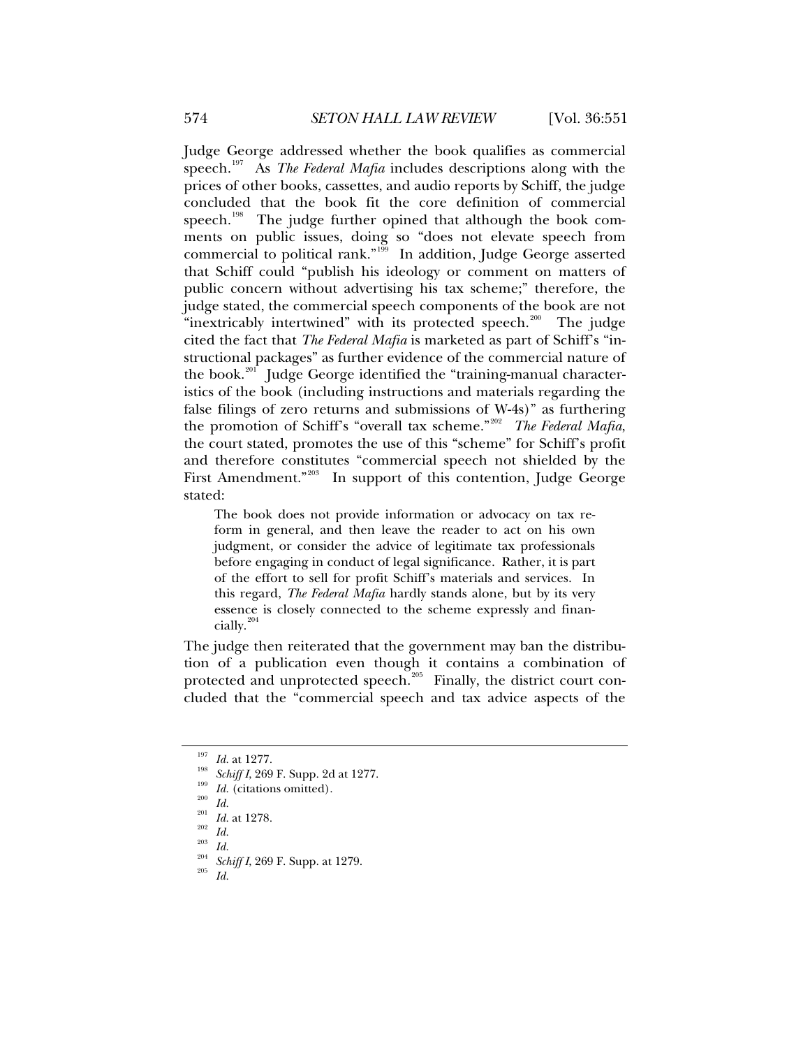Judge George addressed whether the book qualifies as commercial speech.[197] As *The Federal Mafia* includes descriptions along with the prices of other books, cassettes, and audio reports by Schiff, the judge concluded that the book fit the core definition of commercial speech.[198] The judge further opined that although the book comments on public issues, doing so "does not elevate speech from commercial to political rank."[199] In addition, Judge George asserted that Schiff could "publish his ideology or comment on matters of public concern without advertising his tax scheme;" therefore, the judge stated, the commercial speech components of the book are not "inextricably intertwined" with its protected speech.[200] The judge cited the fact that *The Federal Mafia* is marketed as part of Schiff's "instructional packages" as further evidence of the commercial nature of the book.[201] Judge George identified the "training-manual characteristics of the book (including instructions and materials regarding the false filings of zero returns and submissions of W-4s)" as furthering the promotion of Schiff's "overall tax scheme."[202] *The Federal Mafia*, the court stated, promotes the use of this "scheme" for Schiff's profit and therefore constitutes "commercial speech not shielded by the First Amendment."[203] In support of this contention, Judge George stated:

> The book does not provide information or advocacy on tax reform in general, and then leave the reader to act on his own judgment, or consider the advice of legitimate tax professionals before engaging in conduct of legal significance. Rather, it is part of the effort to sell for profit Schiff's materials and services. In this regard, *The Federal Mafia* hardly stands alone, but by its very essence is closely connected to the scheme expressly and financially.[204]

The judge then reiterated that the government may ban the distribution of a publication even though it contains a combination of protected and unprotected speech.[205] Finally, the district court concluded that the "commercial speech and tax advice aspects of the

---

[197] *Id.* at 1277.

[198] *Schiff I*, 269 F. Supp. 2d at 1277.

[199] *Id.* (citations omitted).

[200] *Id.*

[201] *Id.* at 1278.

[202] *Id.*

[203] *Id.*

[204] *Schiff I*, 269 F. Supp. at 1279.

[205] *Id.*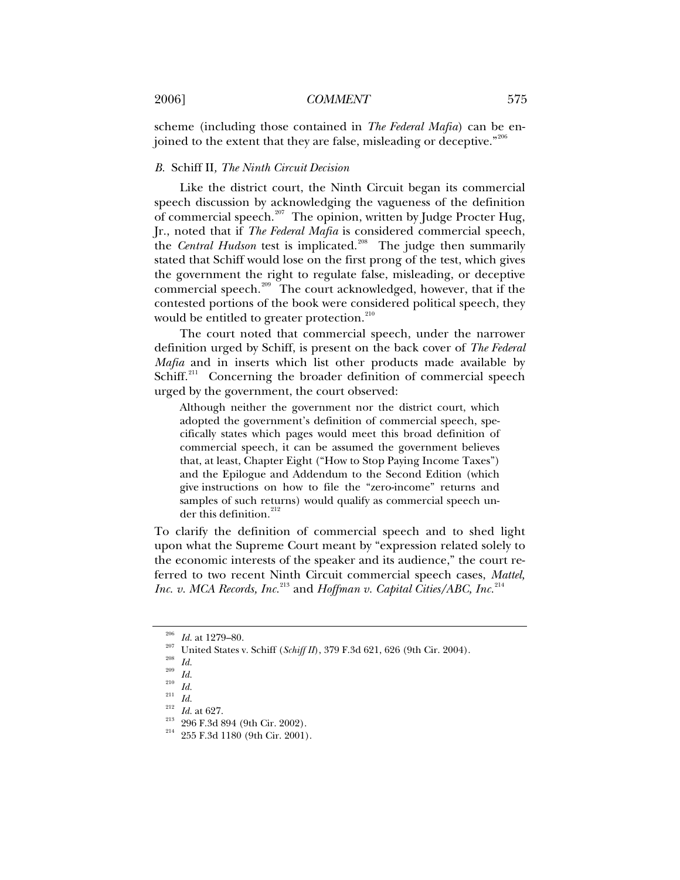scheme (including those contained in *The Federal Mafia*) can be enjoined to the extent that they are false, misleading or deceptive."[206]

### *B.* Schiff II*, The Ninth Circuit Decision*

Like the district court, the Ninth Circuit began its commercial speech discussion by acknowledging the vagueness of the definition of commercial speech.[207] The opinion, written by Judge Procter Hug, Jr., noted that if *The Federal Mafia* is considered commercial speech, the *Central Hudson* test is implicated.[208] The judge then summarily stated that Schiff would lose on the first prong of the test, which gives the government the right to regulate false, misleading, or deceptive commercial speech.[209] The court acknowledged, however, that if the contested portions of the book were considered political speech, they would be entitled to greater protection.[210]

The court noted that commercial speech, under the narrower definition urged by Schiff, is present on the back cover of *The Federal Mafia* and in inserts which list other products made available by Schiff.[211] Concerning the broader definition of commercial speech urged by the government, the court observed:

> Although neither the government nor the district court, which adopted the government's definition of commercial speech, specifically states which pages would meet this broad definition of commercial speech, it can be assumed the government believes that, at least, Chapter Eight ("How to Stop Paying Income Taxes") and the Epilogue and Addendum to the Second Edition (which give instructions on how to file the "zero-income" returns and samples of such returns) would qualify as commercial speech under this definition.[212]

To clarify the definition of commercial speech and to shed light upon what the Supreme Court meant by "expression related solely to the economic interests of the speaker and its audience," the court referred to two recent Ninth Circuit commercial speech cases, *Mattel, Inc. v. MCA Records, Inc.*[213] and *Hoffman v. Capital Cities/ABC, Inc.*[214]

---

[206] *Id.* at 1279–80.

[207] United States v. Schiff (*Schiff II*), 379 F.3d 621, 626 (9th Cir. 2004).

[208] *Id.*

[209] *Id.*

[210] *Id.*

[211] *Id.*

[212] *Id.* at 627.

[213] 296 F.3d 894 (9th Cir. 2002).

[214] 255 F.3d 1180 (9th Cir. 2001).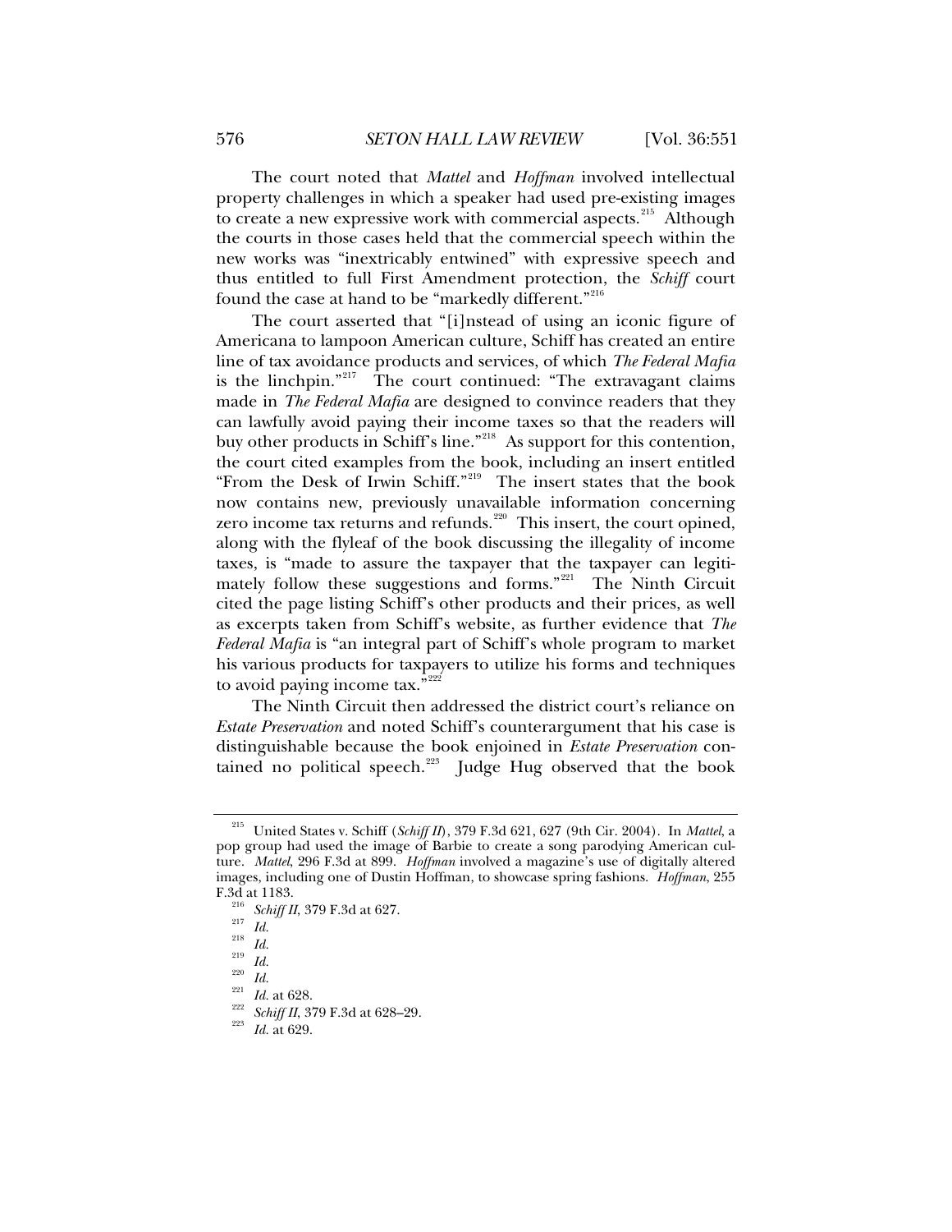The court noted that *Mattel* and *Hoffman* involved intellectual property challenges in which a speaker had used pre-existing images to create a new expressive work with commercial aspects.[215] Although the courts in those cases held that the commercial speech within the new works was "inextricably entwined" with expressive speech and thus entitled to full First Amendment protection, the *Schiff* court found the case at hand to be "markedly different."[216]

The court asserted that "[i]nstead of using an iconic figure of Americana to lampoon American culture, Schiff has created an entire line of tax avoidance products and services, of which *The Federal Mafia* is the linchpin."[217] The court continued: "The extravagant claims made in *The Federal Mafia* are designed to convince readers that they can lawfully avoid paying their income taxes so that the readers will buy other products in Schiff's line."[218] As support for this contention, the court cited examples from the book, including an insert entitled "From the Desk of Irwin Schiff."[219] The insert states that the book now contains new, previously unavailable information concerning zero income tax returns and refunds.[220] This insert, the court opined, along with the flyleaf of the book discussing the illegality of income taxes, is "made to assure the taxpayer that the taxpayer can legitimately follow these suggestions and forms."[221] The Ninth Circuit cited the page listing Schiff's other products and their prices, as well as excerpts taken from Schiff's website, as further evidence that *The Federal Mafia* is "an integral part of Schiff's whole program to market his various products for taxpayers to utilize his forms and techniques to avoid paying income tax."[222]

The Ninth Circuit then addressed the district court's reliance on *Estate Preservation* and noted Schiff's counterargument that his case is distinguishable because the book enjoined in *Estate Preservation* contained no political speech.[223] Judge Hug observed that the book

---

[215] United States v. Schiff (*Schiff II*), 379 F.3d 621, 627 (9th Cir. 2004). In *Mattel*, a pop group had used the image of Barbie to create a song parodying American culture. *Mattel*, 296 F.3d at 899. *Hoffman* involved a magazine's use of digitally altered images, including one of Dustin Hoffman, to showcase spring fashions. *Hoffman*, 255 F.3d at 1183.

[216] *Schiff II*, 379 F.3d at 627.

[217] *Id.*

[218] *Id.*

[219] *Id.*

[220] *Id.*

[221] *Id.* at 628.

[222] *Schiff II*, 379 F.3d at 628–29.

[223] *Id.* at 629.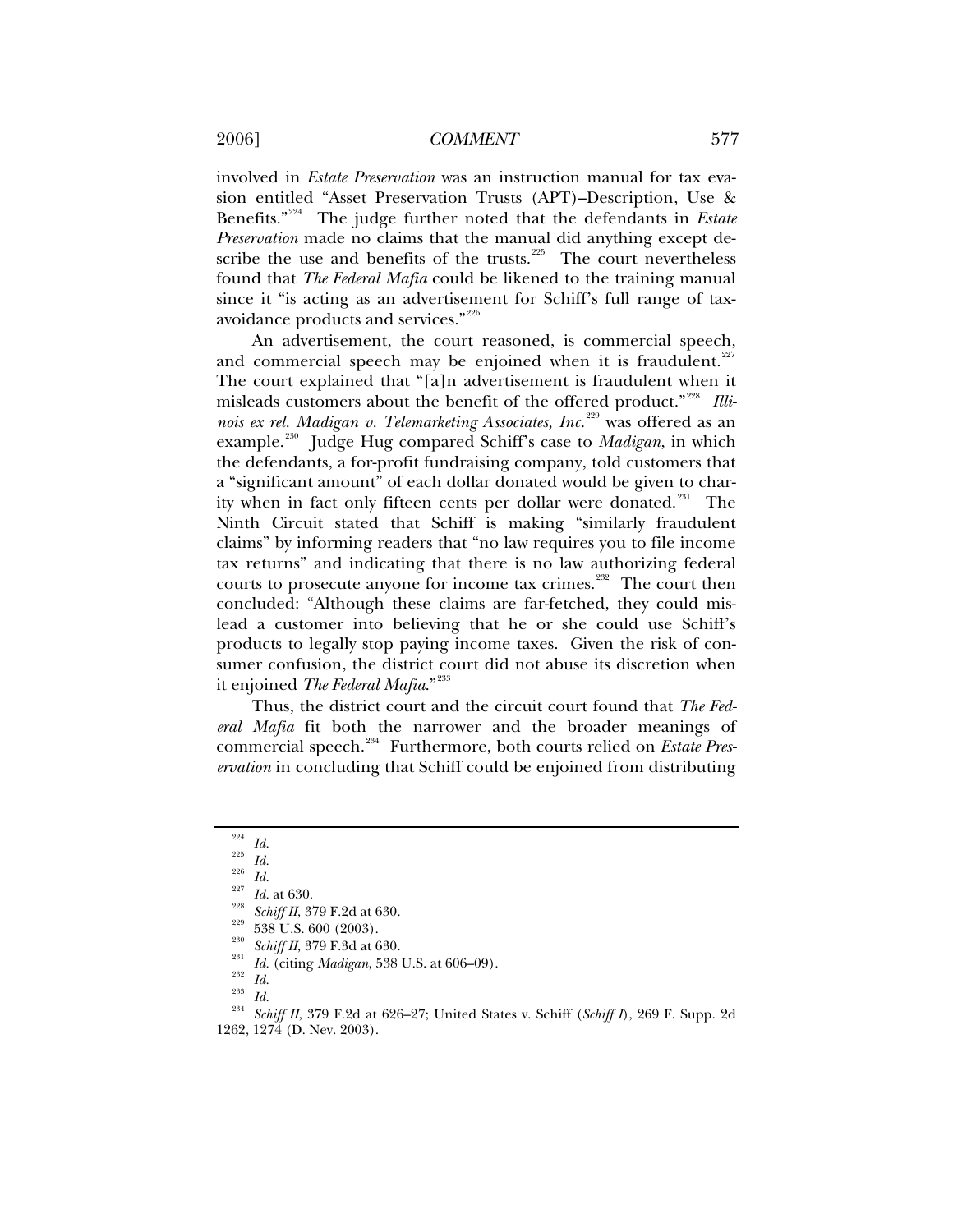involved in *Estate Preservation* was an instruction manual for tax evasion entitled "Asset Preservation Trusts (APT)–Description, Use & Benefits."[224] The judge further noted that the defendants in *Estate Preservation* made no claims that the manual did anything except describe the use and benefits of the trusts.[225] The court nevertheless found that *The Federal Mafia* could be likened to the training manual since it "is acting as an advertisement for Schiff's full range of tax-avoidance products and services."[226]

An advertisement, the court reasoned, is commercial speech, and commercial speech may be enjoined when it is fraudulent.[227] The court explained that "[a]n advertisement is fraudulent when it misleads customers about the benefit of the offered product."[228] *Illinois ex rel. Madigan v. Telemarketing Associates, Inc.*[229] was offered as an example.[230] Judge Hug compared Schiff's case to *Madigan*, in which the defendants, a for-profit fundraising company, told customers that a "significant amount" of each dollar donated would be given to charity when in fact only fifteen cents per dollar were donated.[231] The Ninth Circuit stated that Schiff is making "similarly fraudulent claims" by informing readers that "no law requires you to file income tax returns" and indicating that there is no law authorizing federal courts to prosecute anyone for income tax crimes.[232] The court then concluded: "Although these claims are far-fetched, they could mislead a customer into believing that he or she could use Schiff's products to legally stop paying income taxes. Given the risk of consumer confusion, the district court did not abuse its discretion when it enjoined *The Federal Mafia*."[233]

Thus, the district court and the circuit court found that *The Federal Mafia* fit both the narrower and the broader meanings of commercial speech.[234] Furthermore, both courts relied on *Estate Preservation* in concluding that Schiff could be enjoined from distributing

---

[224] *Id.*

[225] *Id.*

[226] *Id.*

[227] *Id.* at 630.

[228] *Schiff II*, 379 F.2d at 630.

[229] 538 U.S. 600 (2003).

[230] *Schiff II*, 379 F.3d at 630.

[231] *Id.* (citing *Madigan*, 538 U.S. at 606–09).

[232] *Id.*

[233] *Id.*

[234] *Schiff II*, 379 F.2d at 626–27; United States v. Schiff (*Schiff I*), 269 F. Supp. 2d 1262, 1274 (D. Nev. 2003).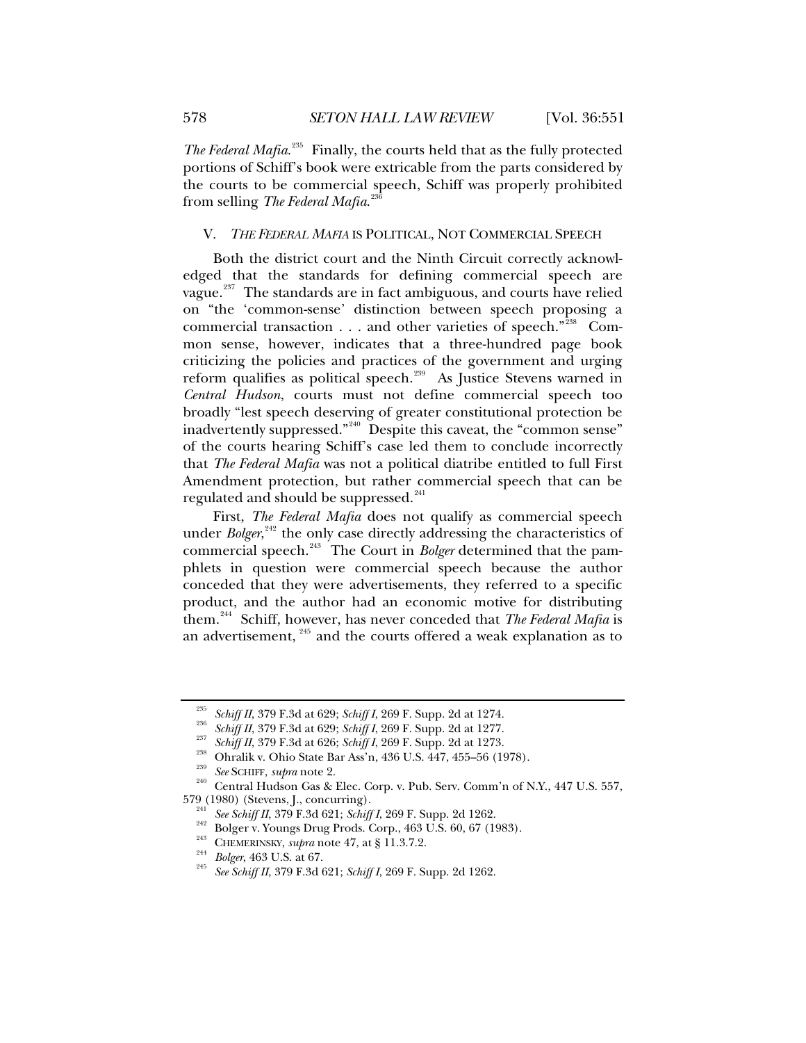*The Federal Mafia*.[235] Finally, the courts held that as the fully protected portions of Schiff's book were extricable from the parts considered by the courts to be commercial speech, Schiff was properly prohibited from selling *The Federal Mafia*.[236]

## V. *THE FEDERAL MAFIA* IS POLITICAL, NOT COMMERCIAL SPEECH

Both the district court and the Ninth Circuit correctly acknowledged that the standards for defining commercial speech are vague.[237] The standards are in fact ambiguous, and courts have relied on "the 'common-sense' distinction between speech proposing a commercial transaction . . . and other varieties of speech."[238] Common sense, however, indicates that a three-hundred page book criticizing the policies and practices of the government and urging reform qualifies as political speech.[239] As Justice Stevens warned in *Central Hudson*, courts must not define commercial speech too broadly "lest speech deserving of greater constitutional protection be inadvertently suppressed."[240] Despite this caveat, the "common sense" of the courts hearing Schiff's case led them to conclude incorrectly that *The Federal Mafia* was not a political diatribe entitled to full First Amendment protection, but rather commercial speech that can be regulated and should be suppressed.[241]

First, *The Federal Mafia* does not qualify as commercial speech under *Bolger*,[242] the only case directly addressing the characteristics of commercial speech.[243] The Court in *Bolger* determined that the pamphlets in question were commercial speech because the author conceded that they were advertisements, they referred to a specific product, and the author had an economic motive for distributing them.[244] Schiff, however, has never conceded that *The Federal Mafia* is an advertisement,[245] and the courts offered a weak explanation as to

---

[235] *Schiff II*, 379 F.3d at 629; *Schiff I*, 269 F. Supp. 2d at 1274.

[236] *Schiff II*, 379 F.3d at 629; *Schiff I*, 269 F. Supp. 2d at 1277.

[237] *Schiff II*, 379 F.3d at 626; *Schiff I*, 269 F. Supp. 2d at 1273.

[238] Ohralik v. Ohio State Bar Ass'n, 436 U.S. 447, 455–56 (1978).

[239] *See* SCHIFF, *supra* note 2.

[240] Central Hudson Gas & Elec. Corp. v. Pub. Serv. Comm'n of N.Y., 447 U.S. 557, 579 (1980) (Stevens, J., concurring).

[241] *See Schiff II*, 379 F.3d 621; *Schiff I*, 269 F. Supp. 2d 1262.

[242] Bolger v. Youngs Drug Prods. Corp., 463 U.S. 60, 67 (1983).

[243] CHEMERINSKY, *supra* note 47, at § 11.3.7.2.

[244] *Bolger*, 463 U.S. at 67.

[245] *See Schiff II*, 379 F.3d 621; *Schiff I*, 269 F. Supp. 2d 1262.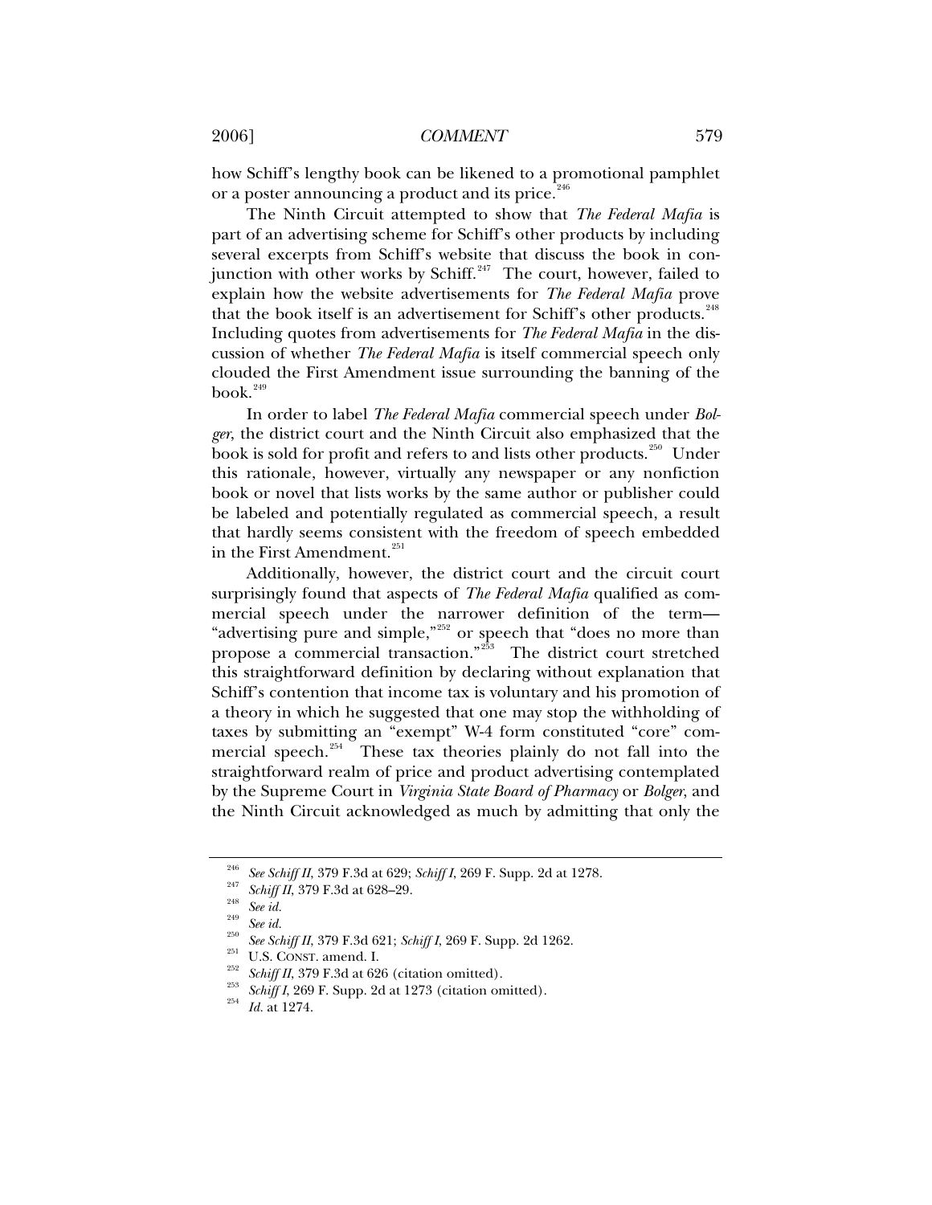how Schiff's lengthy book can be likened to a promotional pamphlet or a poster announcing a product and its price.[246]

The Ninth Circuit attempted to show that *The Federal Mafia* is part of an advertising scheme for Schiff's other products by including several excerpts from Schiff's website that discuss the book in conjunction with other works by Schiff.[247] The court, however, failed to explain how the website advertisements for *The Federal Mafia* prove that the book itself is an advertisement for Schiff's other products.[248] Including quotes from advertisements for *The Federal Mafia* in the discussion of whether *The Federal Mafia* is itself commercial speech only clouded the First Amendment issue surrounding the banning of the book.[249]

In order to label *The Federal Mafia* commercial speech under *Bolger*, the district court and the Ninth Circuit also emphasized that the book is sold for profit and refers to and lists other products.[250] Under this rationale, however, virtually any newspaper or any nonfiction book or novel that lists works by the same author or publisher could be labeled and potentially regulated as commercial speech, a result that hardly seems consistent with the freedom of speech embedded in the First Amendment.[251]

Additionally, however, the district court and the circuit court surprisingly found that aspects of *The Federal Mafia* qualified as commercial speech under the narrower definition of the term—"advertising pure and simple,"[252] or speech that "does no more than propose a commercial transaction."[253] The district court stretched this straightforward definition by declaring without explanation that Schiff's contention that income tax is voluntary and his promotion of a theory in which he suggested that one may stop the withholding of taxes by submitting an "exempt" W-4 form constituted "core" commercial speech.[254] These tax theories plainly do not fall into the straightforward realm of price and product advertising contemplated by the Supreme Court in *Virginia State Board of Pharmacy* or *Bolger*, and the Ninth Circuit acknowledged as much by admitting that only the

---

[246] *See Schiff II*, 379 F.3d at 629; *Schiff I*, 269 F. Supp. 2d at 1278.

[247] *Schiff II*, 379 F.3d at 628–29.

[248] *See id.*

[249] *See id.*

[250] *See Schiff II*, 379 F.3d 621; *Schiff I*, 269 F. Supp. 2d 1262.

[251] U.S. CONST. amend. I.

[252] *Schiff II*, 379 F.3d at 626 (citation omitted).

[253] *Schiff I*, 269 F. Supp. 2d at 1273 (citation omitted).

[254] *Id.* at 1274.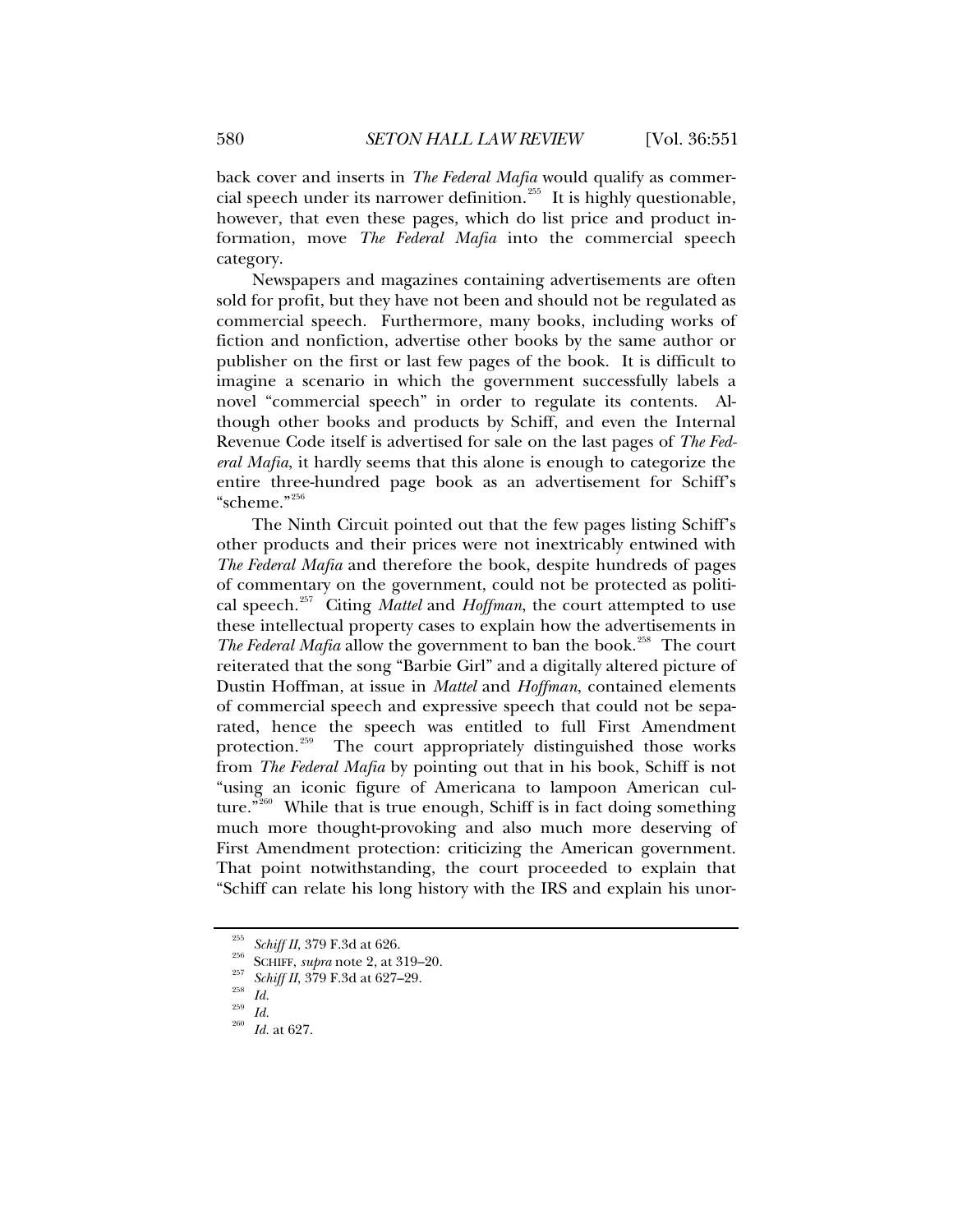back cover and inserts in *The Federal Mafia* would qualify as commercial speech under its narrower definition.[255] It is highly questionable, however, that even these pages, which do list price and product information, move *The Federal Mafia* into the commercial speech category.

Newspapers and magazines containing advertisements are often sold for profit, but they have not been and should not be regulated as commercial speech. Furthermore, many books, including works of fiction and nonfiction, advertise other books by the same author or publisher on the first or last few pages of the book. It is difficult to imagine a scenario in which the government successfully labels a novel "commercial speech" in order to regulate its contents. Although other books and products by Schiff, and even the Internal Revenue Code itself is advertised for sale on the last pages of *The Federal Mafia*, it hardly seems that this alone is enough to categorize the entire three-hundred page book as an advertisement for Schiff's "scheme."[256]

The Ninth Circuit pointed out that the few pages listing Schiff's other products and their prices were not inextricably entwined with *The Federal Mafia* and therefore the book, despite hundreds of pages of commentary on the government, could not be protected as political speech.[257] Citing *Mattel* and *Hoffman*, the court attempted to use these intellectual property cases to explain how the advertisements in *The Federal Mafia* allow the government to ban the book.[258] The court reiterated that the song "Barbie Girl" and a digitally altered picture of Dustin Hoffman, at issue in *Mattel* and *Hoffman*, contained elements of commercial speech and expressive speech that could not be separated, hence the speech was entitled to full First Amendment protection.[259] The court appropriately distinguished those works from *The Federal Mafia* by pointing out that in his book, Schiff is not "using an iconic figure of Americana to lampoon American culture."[260] While that is true enough, Schiff is in fact doing something much more thought-provoking and also much more deserving of First Amendment protection: criticizing the American government. That point notwithstanding, the court proceeded to explain that "Schiff can relate his long history with the IRS and explain his unor-

---

[255] *Schiff II*, 379 F.3d at 626.

[256] SCHIFF, *supra* note 2, at 319–20.

[257] *Schiff II*, 379 F.3d at 627–29.

[258] *Id.*

[259] *Id.*

[260] *Id.* at 627.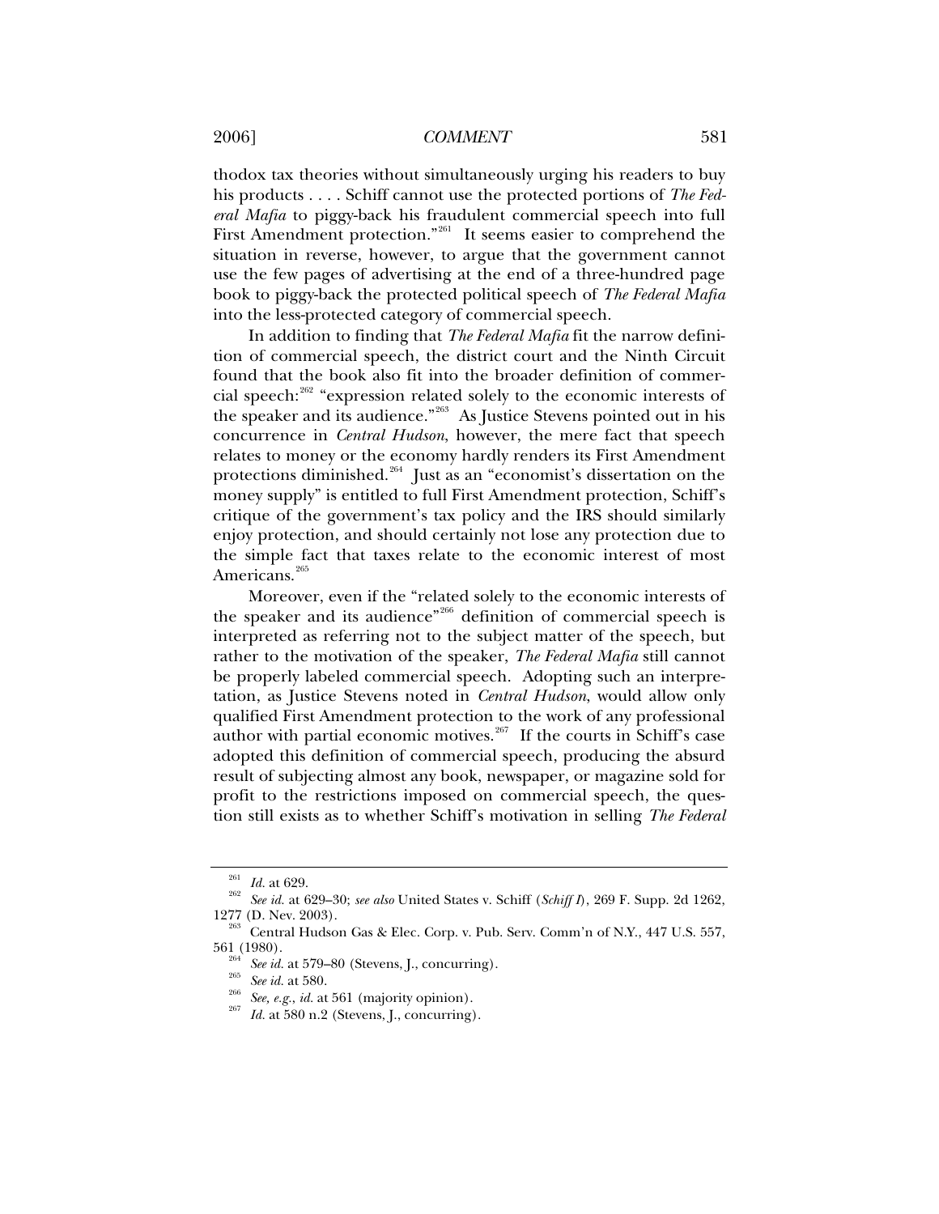thodox tax theories without simultaneously urging his readers to buy his products . . . . Schiff cannot use the protected portions of *The Federal Mafia* to piggy-back his fraudulent commercial speech into full First Amendment protection."[261] It seems easier to comprehend the situation in reverse, however, to argue that the government cannot use the few pages of advertising at the end of a three-hundred page book to piggy-back the protected political speech of *The Federal Mafia* into the less-protected category of commercial speech.

In addition to finding that *The Federal Mafia* fit the narrow definition of commercial speech, the district court and the Ninth Circuit found that the book also fit into the broader definition of commercial speech:[262] "expression related solely to the economic interests of the speaker and its audience."[263] As Justice Stevens pointed out in his concurrence in *Central Hudson*, however, the mere fact that speech relates to money or the economy hardly renders its First Amendment protections diminished.[264] Just as an "economist's dissertation on the money supply" is entitled to full First Amendment protection, Schiff's critique of the government's tax policy and the IRS should similarly enjoy protection, and should certainly not lose any protection due to the simple fact that taxes relate to the economic interest of most Americans.[265]

Moreover, even if the "related solely to the economic interests of the speaker and its audience"[266] definition of commercial speech is interpreted as referring not to the subject matter of the speech, but rather to the motivation of the speaker, *The Federal Mafia* still cannot be properly labeled commercial speech. Adopting such an interpretation, as Justice Stevens noted in *Central Hudson*, would allow only qualified First Amendment protection to the work of any professional author with partial economic motives.[267] If the courts in Schiff's case adopted this definition of commercial speech, producing the absurd result of subjecting almost any book, newspaper, or magazine sold for profit to the restrictions imposed on commercial speech, the question still exists as to whether Schiff's motivation in selling *The Federal*

---

[261] *Id.* at 629.

[262] *See id.* at 629–30; *see also* United States v. Schiff (*Schiff I*), 269 F. Supp. 2d 1262, 1277 (D. Nev. 2003).

[263] Central Hudson Gas & Elec. Corp. v. Pub. Serv. Comm'n of N.Y., 447 U.S. 557, 561 (1980).

[264] *See id.* at 579–80 (Stevens, J., concurring).

[265] *See id.* at 580.

[266] *See, e.g.*, *id.* at 561 (majority opinion).

[267] *Id.* at 580 n.2 (Stevens, J., concurring).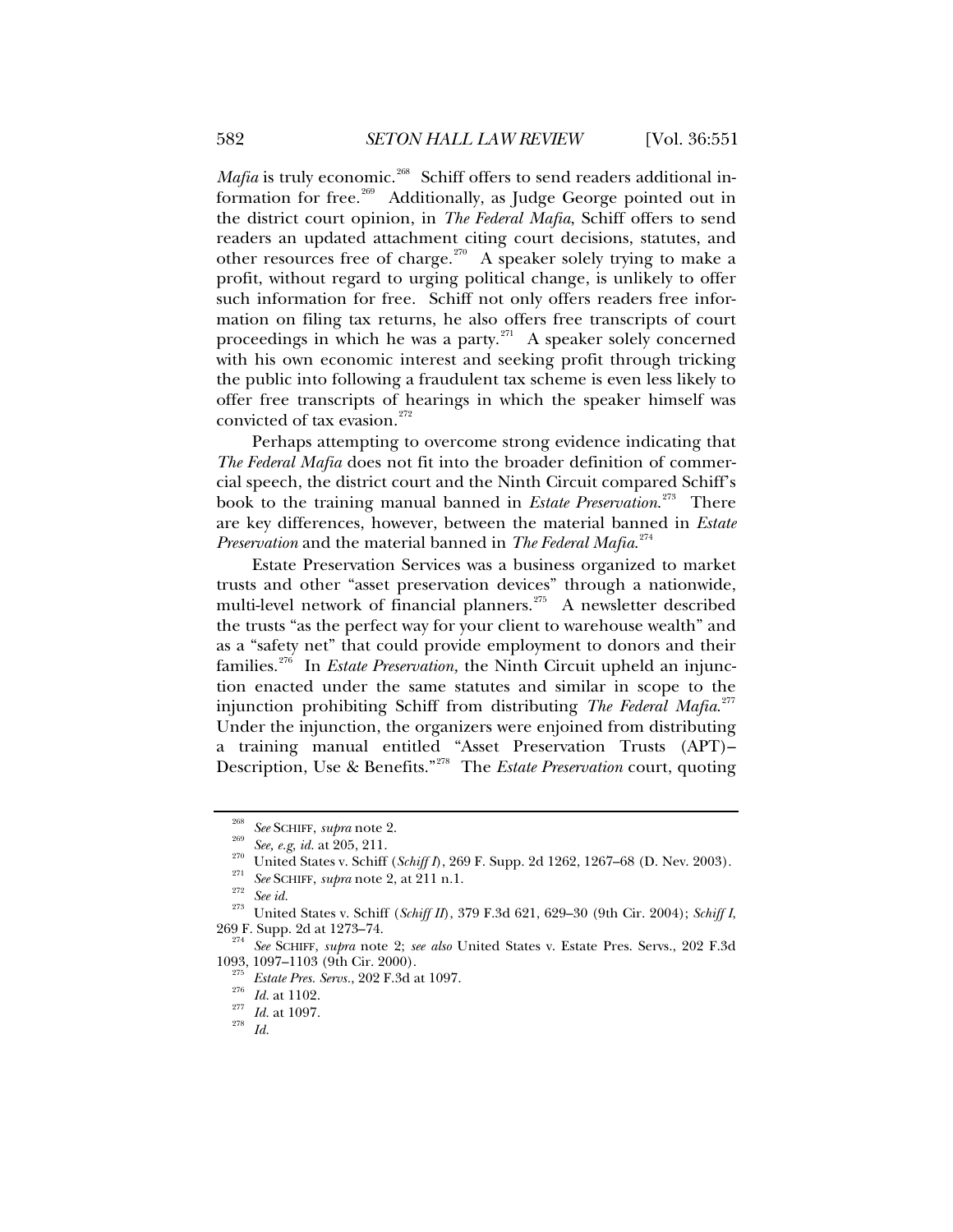*Mafia* is truly economic.[268] Schiff offers to send readers additional information for free.[269] Additionally, as Judge George pointed out in the district court opinion, in *The Federal Mafia*, Schiff offers to send readers an updated attachment citing court decisions, statutes, and other resources free of charge.[270] A speaker solely trying to make a profit, without regard to urging political change, is unlikely to offer such information for free. Schiff not only offers readers free information on filing tax returns, he also offers free transcripts of court proceedings in which he was a party.[271] A speaker solely concerned with his own economic interest and seeking profit through tricking the public into following a fraudulent tax scheme is even less likely to offer free transcripts of hearings in which the speaker himself was convicted of tax evasion.[272]

Perhaps attempting to overcome strong evidence indicating that *The Federal Mafia* does not fit into the broader definition of commercial speech, the district court and the Ninth Circuit compared Schiff's book to the training manual banned in *Estate Preservation*.[273] There are key differences, however, between the material banned in *Estate Preservation* and the material banned in *The Federal Mafia*.[274]

Estate Preservation Services was a business organized to market trusts and other "asset preservation devices" through a nationwide, multi-level network of financial planners.[275] A newsletter described the trusts "as the perfect way for your client to warehouse wealth" and as a "safety net" that could provide employment to donors and their families.[276] In *Estate Preservation,* the Ninth Circuit upheld an injunction enacted under the same statutes and similar in scope to the injunction prohibiting Schiff from distributing *The Federal Mafia*.[277] Under the injunction, the organizers were enjoined from distributing a training manual entitled "Asset Preservation Trusts (APT)–Description, Use & Benefits."[278] The *Estate Preservation* court, quoting

---

[268] *See* SCHIFF, *supra* note 2.

[269] *See, e.g*, *id.* at 205, 211.

[270] United States v. Schiff (*Schiff I*), 269 F. Supp. 2d 1262, 1267–68 (D. Nev. 2003).

[271] *See* SCHIFF, *supra* note 2, at 211 n.1.

[272] *See id.*

[273] United States v. Schiff (*Schiff II*), 379 F.3d 621, 629–30 (9th Cir. 2004); *Schiff I*, 269 F. Supp. 2d at 1273–74.

[274] *See* SCHIFF, *supra* note 2; *see also* United States v. Estate Pres. Servs., 202 F.3d 1093, 1097–1103 (9th Cir. 2000).

[275] *Estate Pres. Servs.*, 202 F.3d at 1097.

[276] *Id.* at 1102.

[277] *Id.* at 1097.

[278] *Id.*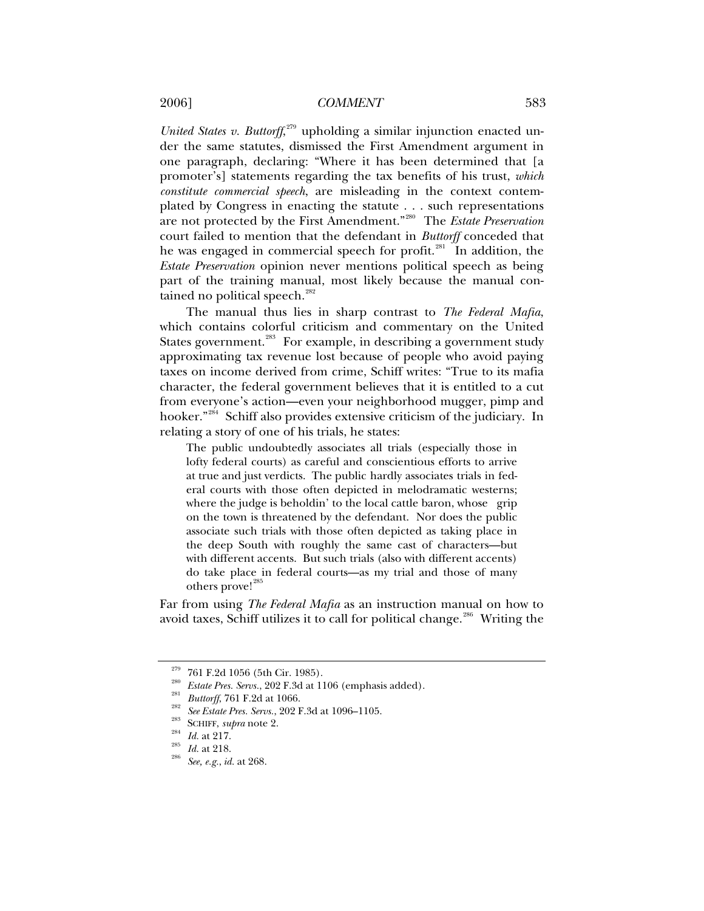*United States v. Buttorff*,[279] upholding a similar injunction enacted under the same statutes, dismissed the First Amendment argument in one paragraph, declaring: "Where it has been determined that [a promoter's] statements regarding the tax benefits of his trust, *which constitute commercial speech*, are misleading in the context contemplated by Congress in enacting the statute . . . such representations are not protected by the First Amendment."[280] The *Estate Preservation* court failed to mention that the defendant in *Buttorff* conceded that he was engaged in commercial speech for profit.[281] In addition, the *Estate Preservation* opinion never mentions political speech as being part of the training manual, most likely because the manual contained no political speech.[282]

The manual thus lies in sharp contrast to *The Federal Mafia*, which contains colorful criticism and commentary on the United States government.[283] For example, in describing a government study approximating tax revenue lost because of people who avoid paying taxes on income derived from crime, Schiff writes: "True to its mafia character, the federal government believes that it is entitled to a cut from everyone's action—even your neighborhood mugger, pimp and hooker."[284] Schiff also provides extensive criticism of the judiciary. In relating a story of one of his trials, he states:

> The public undoubtedly associates all trials (especially those in lofty federal courts) as careful and conscientious efforts to arrive at true and just verdicts. The public hardly associates trials in federal courts with those often depicted in melodramatic westerns; where the judge is beholdin' to the local cattle baron, whose grip on the town is threatened by the defendant. Nor does the public associate such trials with those often depicted as taking place in the deep South with roughly the same cast of characters—but with different accents. But such trials (also with different accents) do take place in federal courts—as my trial and those of many others prove![285]

Far from using *The Federal Mafia* as an instruction manual on how to avoid taxes, Schiff utilizes it to call for political change.[286] Writing the

---

[279] 761 F.2d 1056 (5th Cir. 1985).

[280] *Estate Pres. Servs.*, 202 F.3d at 1106 (emphasis added).

[281] *Buttorff*, 761 F.2d at 1066.

[282] *See Estate Pres. Servs.*, 202 F.3d at 1096–1105.

[283] SCHIFF, *supra* note 2.

[284] *Id.* at 217.

[285] *Id.* at 218.

[286] *See, e.g.*, *id.* at 268.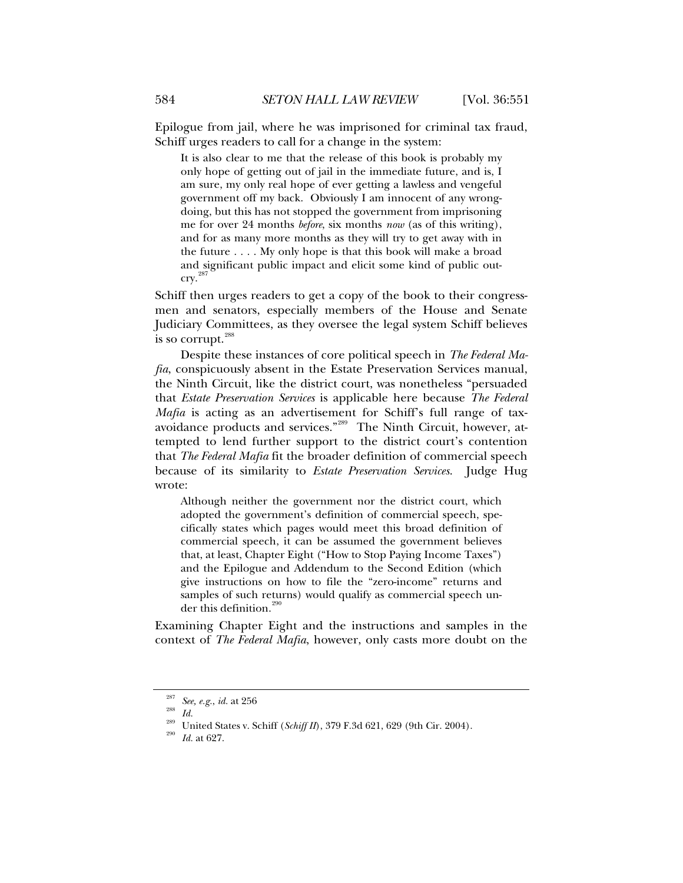Epilogue from jail, where he was imprisoned for criminal tax fraud, Schiff urges readers to call for a change in the system:

> It is also clear to me that the release of this book is probably my only hope of getting out of jail in the immediate future, and is, I am sure, my only real hope of ever getting a lawless and vengeful government off my back. Obviously I am innocent of any wrongdoing, but this has not stopped the government from imprisoning me for over 24 months *before*, six months *now* (as of this writing), and for as many more months as they will try to get away with in the future . . . . My only hope is that this book will make a broad and significant public impact and elicit some kind of public outcry.[287]

Schiff then urges readers to get a copy of the book to their congressmen and senators, especially members of the House and Senate Judiciary Committees, as they oversee the legal system Schiff believes is so corrupt.[288]

Despite these instances of core political speech in *The Federal Mafia*, conspicuously absent in the Estate Preservation Services manual, the Ninth Circuit, like the district court, was nonetheless "persuaded that *Estate Preservation Services* is applicable here because *The Federal Mafia* is acting as an advertisement for Schiff's full range of tax-avoidance products and services."[289] The Ninth Circuit, however, attempted to lend further support to the district court's contention that *The Federal Mafia* fit the broader definition of commercial speech because of its similarity to *Estate Preservation Services*. Judge Hug wrote:

> Although neither the government nor the district court, which adopted the government's definition of commercial speech, specifically states which pages would meet this broad definition of commercial speech, it can be assumed the government believes that, at least, Chapter Eight ("How to Stop Paying Income Taxes") and the Epilogue and Addendum to the Second Edition (which give instructions on how to file the "zero-income" returns and samples of such returns) would qualify as commercial speech under this definition.[290]

Examining Chapter Eight and the instructions and samples in the context of *The Federal Mafia*, however, only casts more doubt on the

---

[287] *See, e.g.*, *id.* at 256

[288] *Id.*

[289] United States v. Schiff (*Schiff II*), 379 F.3d 621, 629 (9th Cir. 2004).

[290] *Id.* at 627.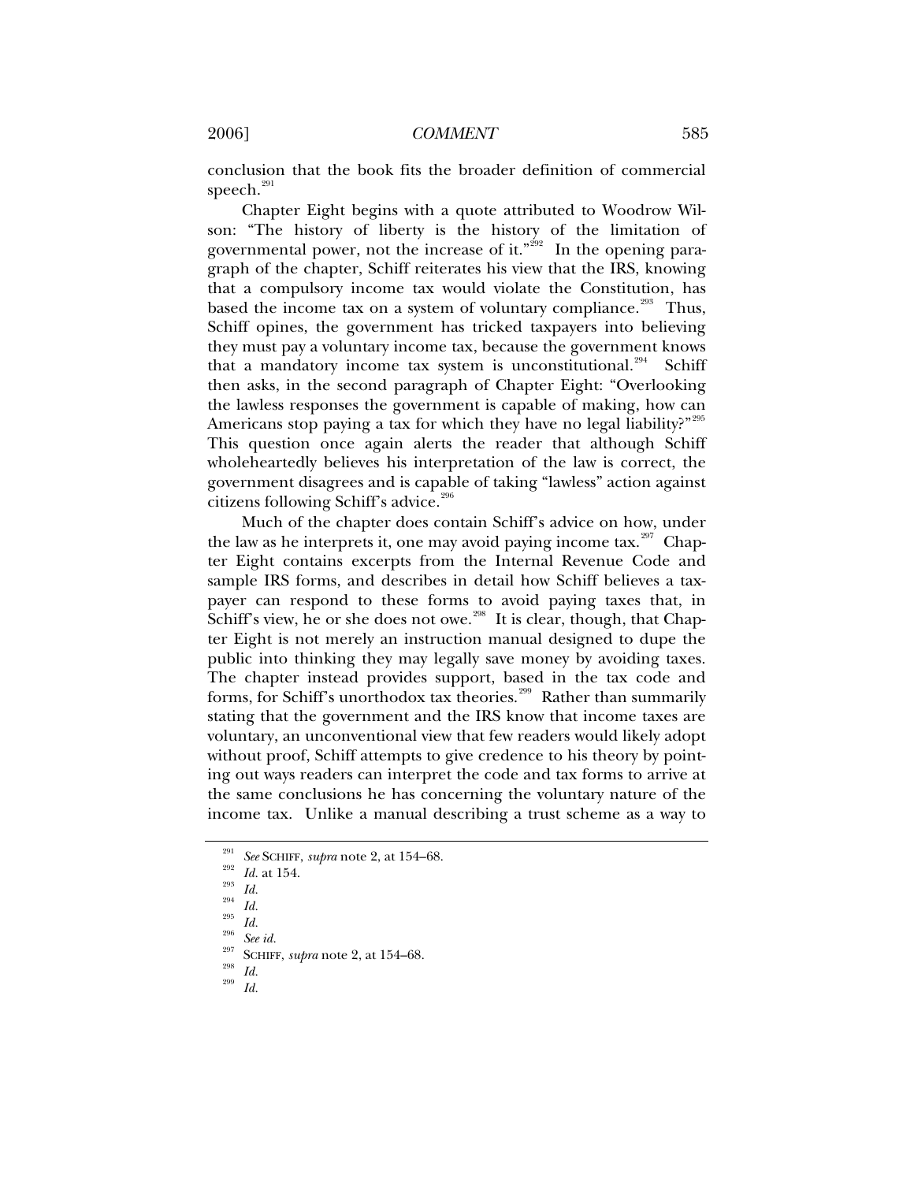conclusion that the book fits the broader definition of commercial speech.[291]

Chapter Eight begins with a quote attributed to Woodrow Wilson: "The history of liberty is the history of the limitation of governmental power, not the increase of it."[292] In the opening paragraph of the chapter, Schiff reiterates his view that the IRS, knowing that a compulsory income tax would violate the Constitution, has based the income tax on a system of voluntary compliance.[293] Thus, Schiff opines, the government has tricked taxpayers into believing they must pay a voluntary income tax, because the government knows that a mandatory income tax system is unconstitutional.[294] Schiff then asks, in the second paragraph of Chapter Eight: "Overlooking the lawless responses the government is capable of making, how can Americans stop paying a tax for which they have no legal liability?"[295] This question once again alerts the reader that although Schiff wholeheartedly believes his interpretation of the law is correct, the government disagrees and is capable of taking "lawless" action against citizens following Schiff's advice.[296]

Much of the chapter does contain Schiff's advice on how, under the law as he interprets it, one may avoid paying income tax.[297] Chapter Eight contains excerpts from the Internal Revenue Code and sample IRS forms, and describes in detail how Schiff believes a taxpayer can respond to these forms to avoid paying taxes that, in Schiff's view, he or she does not owe.[298] It is clear, though, that Chapter Eight is not merely an instruction manual designed to dupe the public into thinking they may legally save money by avoiding taxes. The chapter instead provides support, based in the tax code and forms, for Schiff's unorthodox tax theories.[299] Rather than summarily stating that the government and the IRS know that income taxes are voluntary, an unconventional view that few readers would likely adopt without proof, Schiff attempts to give credence to his theory by pointing out ways readers can interpret the code and tax forms to arrive at the same conclusions he has concerning the voluntary nature of the income tax. Unlike a manual describing a trust scheme as a way to

---

[291] *See* SCHIFF, *supra* note 2, at 154–68.

[292] *Id.* at 154.

[293] *Id.*

[294] *Id.*

[295] *Id.*

[296] *See id.*

[297] SCHIFF, *supra* note 2, at 154–68.

[298] *Id.*

[299] *Id.*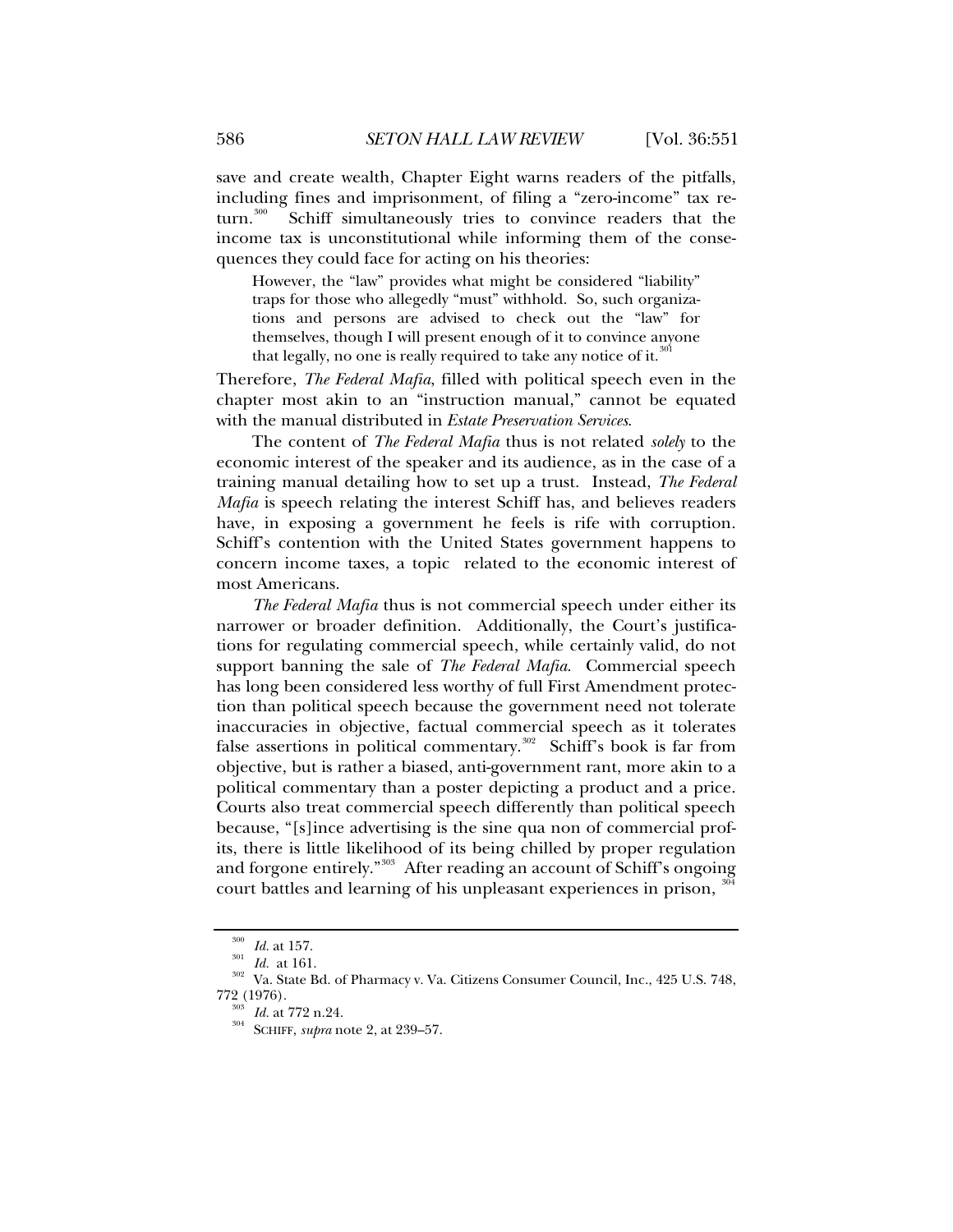save and create wealth, Chapter Eight warns readers of the pitfalls, including fines and imprisonment, of filing a "zero-income" tax return.[300] Schiff simultaneously tries to convince readers that the income tax is unconstitutional while informing them of the consequences they could face for acting on his theories:

> However, the "law" provides what might be considered "liability" traps for those who allegedly "must" withhold. So, such organizations and persons are advised to check out the "law" for themselves, though I will present enough of it to convince anyone that legally, no one is really required to take any notice of it.[301]

Therefore, *The Federal Mafia*, filled with political speech even in the chapter most akin to an "instruction manual," cannot be equated with the manual distributed in *Estate Preservation Services*.

The content of *The Federal Mafia* thus is not related *solely* to the economic interest of the speaker and its audience, as in the case of a training manual detailing how to set up a trust. Instead, *The Federal Mafia* is speech relating the interest Schiff has, and believes readers have, in exposing a government he feels is rife with corruption. Schiff's contention with the United States government happens to concern income taxes, a topic related to the economic interest of most Americans.

*The Federal Mafia* thus is not commercial speech under either its narrower or broader definition. Additionally, the Court's justifications for regulating commercial speech, while certainly valid, do not support banning the sale of *The Federal Mafia*. Commercial speech has long been considered less worthy of full First Amendment protection than political speech because the government need not tolerate inaccuracies in objective, factual commercial speech as it tolerates false assertions in political commentary.[302] Schiff's book is far from objective, but is rather a biased, anti-government rant, more akin to a political commentary than a poster depicting a product and a price. Courts also treat commercial speech differently than political speech because, "[s]ince advertising is the sine qua non of commercial profits, there is little likelihood of its being chilled by proper regulation and forgone entirely."[303] After reading an account of Schiff's ongoing court battles and learning of his unpleasant experiences in prison,[304]

---

[300] *Id.* at 157.

[301] *Id.* at 161.

[302] Va. State Bd. of Pharmacy v. Va. Citizens Consumer Council, Inc., 425 U.S. 748, 772 (1976).

[303] *Id.* at 772 n.24.

[304] SCHIFF, *supra* note 2, at 239–57.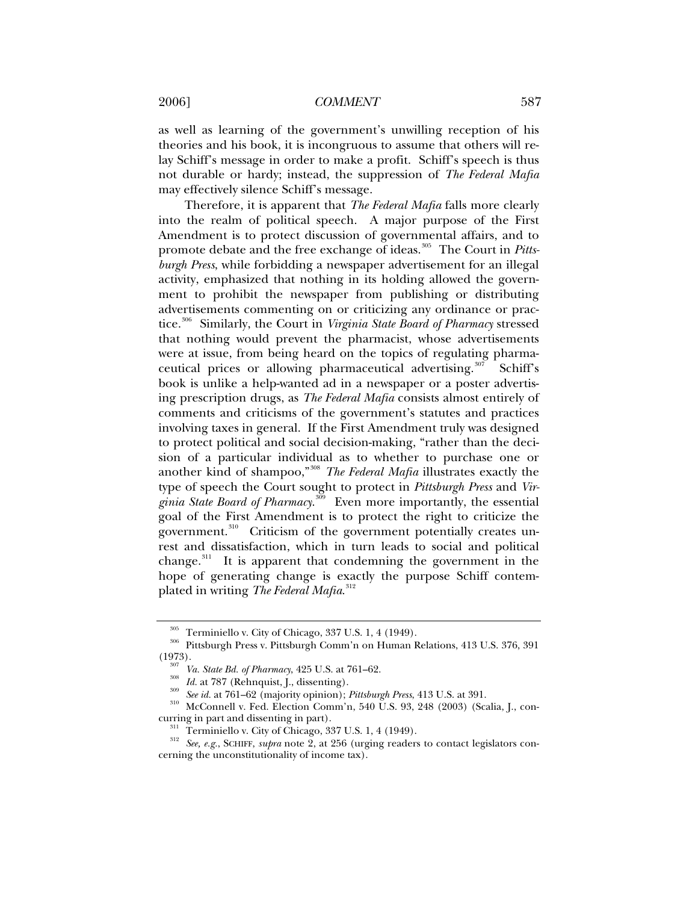as well as learning of the government's unwilling reception of his theories and his book, it is incongruous to assume that others will relay Schiff's message in order to make a profit. Schiff's speech is thus not durable or hardy; instead, the suppression of *The Federal Mafia* may effectively silence Schiff's message.

Therefore, it is apparent that *The Federal Mafia* falls more clearly into the realm of political speech. A major purpose of the First Amendment is to protect discussion of governmental affairs, and to promote debate and the free exchange of ideas.[305] The Court in *Pittsburgh Press*, while forbidding a newspaper advertisement for an illegal activity, emphasized that nothing in its holding allowed the government to prohibit the newspaper from publishing or distributing advertisements commenting on or criticizing any ordinance or practice.[306] Similarly, the Court in *Virginia State Board of Pharmacy* stressed that nothing would prevent the pharmacist, whose advertisements were at issue, from being heard on the topics of regulating pharmaceutical prices or allowing pharmaceutical advertising.[307] Schiff's book is unlike a help-wanted ad in a newspaper or a poster advertising prescription drugs, as *The Federal Mafia* consists almost entirely of comments and criticisms of the government's statutes and practices involving taxes in general. If the First Amendment truly was designed to protect political and social decision-making, "rather than the decision of a particular individual as to whether to purchase one or another kind of shampoo,"[308] *The Federal Mafia* illustrates exactly the type of speech the Court sought to protect in *Pittsburgh Press* and *Virginia State Board of Pharmacy*.[309] Even more importantly, the essential goal of the First Amendment is to protect the right to criticize the government.[310] Criticism of the government potentially creates unrest and dissatisfaction, which in turn leads to social and political change.[311] It is apparent that condemning the government in the hope of generating change is exactly the purpose Schiff contemplated in writing *The Federal Mafia*.[312]

---

[305] Terminiello v. City of Chicago, 337 U.S. 1, 4 (1949).

[306] Pittsburgh Press v. Pittsburgh Comm'n on Human Relations, 413 U.S. 376, 391 (1973).

[307] *Va. State Bd. of Pharmacy*, 425 U.S. at 761–62.

[308] *Id.* at 787 (Rehnquist, J., dissenting).

[309] *See id.* at 761–62 (majority opinion); *Pittsburgh Press*, 413 U.S. at 391.

[310] McConnell v. Fed. Election Comm'n, 540 U.S. 93, 248 (2003) (Scalia, J., concurring in part and dissenting in part).

[311] Terminiello v. City of Chicago, 337 U.S. 1, 4 (1949).

[312] *See, e.g.*, SCHIFF, *supra* note 2, at 256 (urging readers to contact legislators concerning the unconstitutionality of income tax).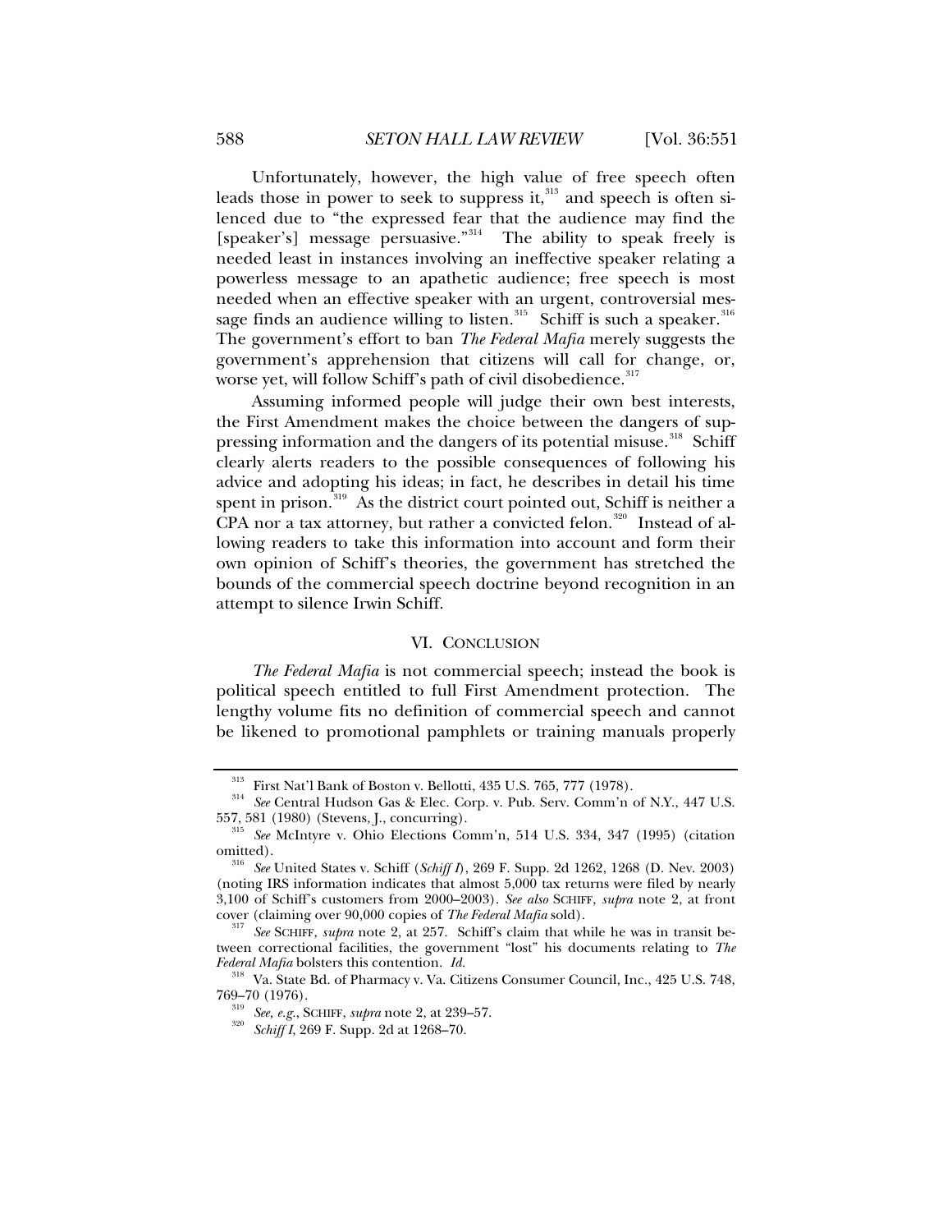Unfortunately, however, the high value of free speech often leads those in power to seek to suppress it,[313] and speech is often silenced due to "the expressed fear that the audience may find the [speaker's] message persuasive."[314] The ability to speak freely is needed least in instances involving an ineffective speaker relating a powerless message to an apathetic audience; free speech is most needed when an effective speaker with an urgent, controversial message finds an audience willing to listen.[315] Schiff is such a speaker.[316] The government's effort to ban *The Federal Mafia* merely suggests the government's apprehension that citizens will call for change, or, worse yet, will follow Schiff's path of civil disobedience.[317]

Assuming informed people will judge their own best interests, the First Amendment makes the choice between the dangers of suppressing information and the dangers of its potential misuse.[318] Schiff clearly alerts readers to the possible consequences of following his advice and adopting his ideas; in fact, he describes in detail his time spent in prison.[319] As the district court pointed out, Schiff is neither a CPA nor a tax attorney, but rather a convicted felon.[320] Instead of allowing readers to take this information into account and form their own opinion of Schiff's theories, the government has stretched the bounds of the commercial speech doctrine beyond recognition in an attempt to silence Irwin Schiff.

## VI. CONCLUSION

*The Federal Mafia* is not commercial speech; instead the book is political speech entitled to full First Amendment protection. The lengthy volume fits no definition of commercial speech and cannot be likened to promotional pamphlets or training manuals properly

---

[313] First Nat'l Bank of Boston v. Bellotti, 435 U.S. 765, 777 (1978).

[314] *See* Central Hudson Gas & Elec. Corp. v. Pub. Serv. Comm'n of N.Y., 447 U.S. 557, 581 (1980) (Stevens, J., concurring).

[315] *See* McIntyre v. Ohio Elections Comm'n, 514 U.S. 334, 347 (1995) (citation omitted).

[316] *See* United States v. Schiff (*Schiff I*), 269 F. Supp. 2d 1262, 1268 (D. Nev. 2003) (noting IRS information indicates that almost 5,000 tax returns were filed by nearly 3,100 of Schiff's customers from 2000–2003). *See also* SCHIFF, *supra* note 2, at front cover (claiming over 90,000 copies of *The Federal Mafia* sold).

[317] *See* SCHIFF, *supra* note 2, at 257. Schiff's claim that while he was in transit between correctional facilities, the government "lost" his documents relating to *The Federal Mafia* bolsters this contention. *Id.*

[318] Va. State Bd. of Pharmacy v. Va. Citizens Consumer Council, Inc., 425 U.S. 748, 769–70 (1976).

[319] *See, e.g.*, SCHIFF, *supra* note 2, at 239–57.

[320] *Schiff I*, 269 F. Supp. 2d at 1268–70.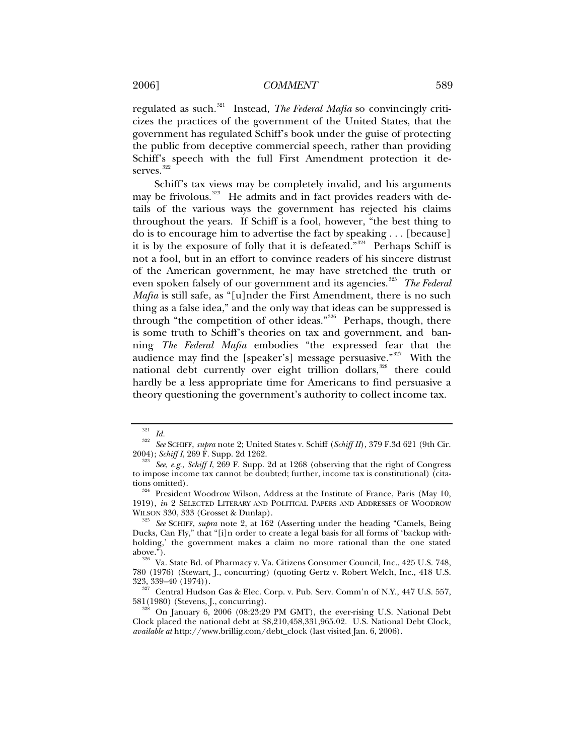regulated as such.[321] Instead, *The Federal Mafia* so convincingly criticizes the practices of the government of the United States, that the government has regulated Schiff's book under the guise of protecting the public from deceptive commercial speech, rather than providing Schiff's speech with the full First Amendment protection it deserves.[322]

Schiff's tax views may be completely invalid, and his arguments may be frivolous.[323] He admits and in fact provides readers with details of the various ways the government has rejected his claims throughout the years. If Schiff is a fool, however, "the best thing to do is to encourage him to advertise the fact by speaking . . . [because] it is by the exposure of folly that it is defeated."[324] Perhaps Schiff is not a fool, but in an effort to convince readers of his sincere distrust of the American government, he may have stretched the truth or even spoken falsely of our government and its agencies.[325] *The Federal Mafia* is still safe, as "[u]nder the First Amendment, there is no such thing as a false idea," and the only way that ideas can be suppressed is through "the competition of other ideas."[326] Perhaps, though, there is some truth to Schiff's theories on tax and government, and banning *The Federal Mafia* embodies "the expressed fear that the audience may find the [speaker's] message persuasive."[327] With the national debt currently over eight trillion dollars,[328] there could hardly be a less appropriate time for Americans to find persuasive a theory questioning the government's authority to collect income tax.

---

[321] *Id.*

[322] *See* SCHIFF, *supra* note 2; United States v. Schiff (*Schiff II*), 379 F.3d 621 (9th Cir. 2004); *Schiff I*, 269 F. Supp. 2d 1262.

[323] *See, e.g.*, *Schiff I*, 269 F. Supp. 2d at 1268 (observing that the right of Congress to impose income tax cannot be doubted; further, income tax is constitutional) (citations omitted).

[324] President Woodrow Wilson, Address at the Institute of France, Paris (May 10, 1919), *in* 2 SELECTED LITERARY AND POLITICAL PAPERS AND ADDRESSES OF WOODROW WILSON 330, 333 (Grosset & Dunlap).

[325] *See* SCHIFF, *supra* note 2, at 162 (Asserting under the heading "Camels, Being Ducks, Can Fly," that "[i]n order to create a legal basis for all forms of 'backup withholding,' the government makes a claim no more rational than the one stated above.").

[326] Va. State Bd. of Pharmacy v. Va. Citizens Consumer Council, Inc., 425 U.S. 748, 780 (1976) (Stewart, J., concurring) (quoting Gertz v. Robert Welch, Inc., 418 U.S. 323, 339–40 (1974)).

[327] Central Hudson Gas & Elec. Corp. v. Pub. Serv. Comm'n of N.Y., 447 U.S. 557, 581(1980) (Stevens, J., concurring).

[328] On January 6, 2006 (08:23:29 PM GMT), the ever-rising U.S. National Debt Clock placed the national debt at $8,210,458,331,965.02. U.S. National Debt Clock, *available at* http://www.brillig.com/debt_clock (last visited Jan. 6, 2006).